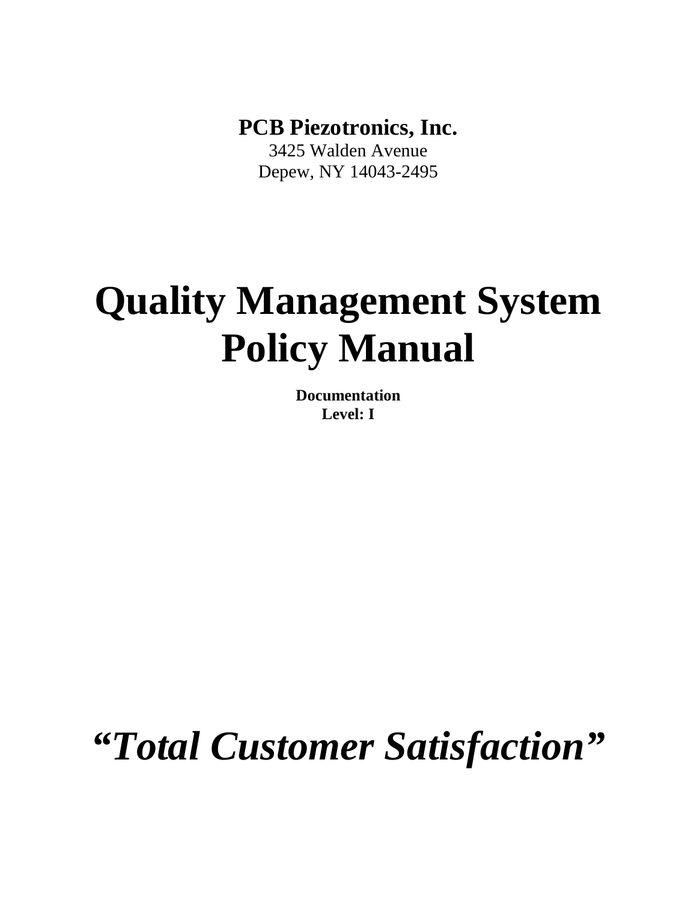**PCB Piezotronics, Inc.**
3425 Walden Avenue
Depew, NY 14043-2495

# Quality Management System Policy Manual

**Documentation**
**Level: I**

***"Total Customer Satisfaction"***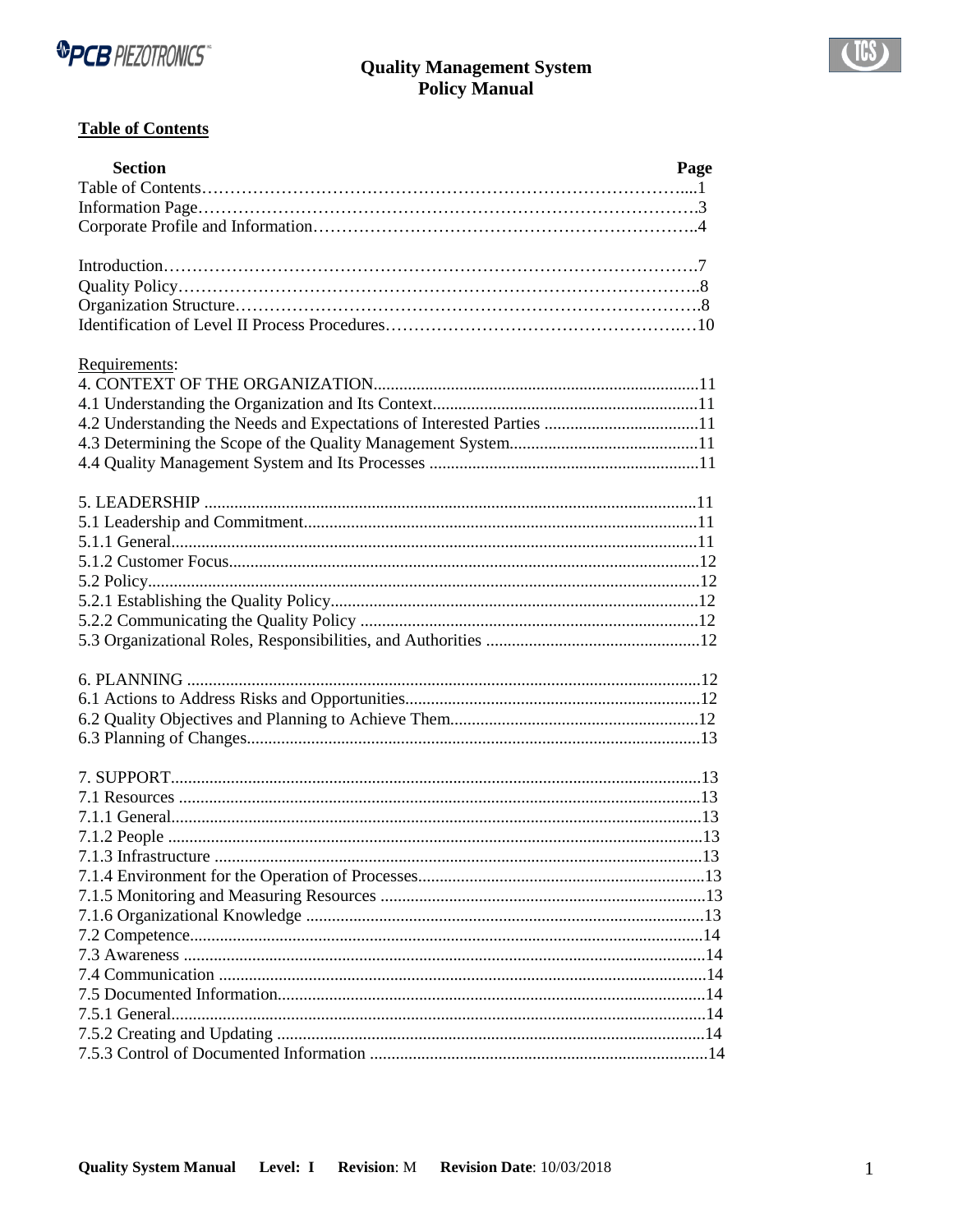# Quality Management System
# Policy Manual

## Table of Contents

| Section | Page |
|---|---|
| Table of Contents | 1 |
| Information Page | 3 |
| Corporate Profile and Information | 4 |
| | |
| Introduction | 7 |
| Quality Policy | 8 |
| Organization Structure | 8 |
| Identification of Level II Process Procedures | 10 |
| | |
| Requirements: | |
| 4. CONTEXT OF THE ORGANIZATION | 11 |
| 4.1 Understanding the Organization and Its Context | 11 |
| 4.2 Understanding the Needs and Expectations of Interested Parties | 11 |
| 4.3 Determining the Scope of the Quality Management System | 11 |
| 4.4 Quality Management System and Its Processes | 11 |
| | |
| 5. LEADERSHIP | 11 |
| 5.1 Leadership and Commitment | 11 |
| 5.1.1 General | 11 |
| 5.1.2 Customer Focus | 12 |
| 5.2 Policy | 12 |
| 5.2.1 Establishing the Quality Policy | 12 |
| 5.2.2 Communicating the Quality Policy | 12 |
| 5.3 Organizational Roles, Responsibilities, and Authorities | 12 |
| | |
| 6. PLANNING | 12 |
| 6.1 Actions to Address Risks and Opportunities | 12 |
| 6.2 Quality Objectives and Planning to Achieve Them | 12 |
| 6.3 Planning of Changes | 13 |
| | |
| 7. SUPPORT | 13 |
| 7.1 Resources | 13 |
| 7.1.1 General | 13 |
| 7.1.2 People | 13 |
| 7.1.3 Infrastructure | 13 |
| 7.1.4 Environment for the Operation of Processes | 13 |
| 7.1.5 Monitoring and Measuring Resources | 13 |
| 7.1.6 Organizational Knowledge | 13 |
| 7.2 Competence | 14 |
| 7.3 Awareness | 14 |
| 7.4 Communication | 14 |
| 7.5 Documented Information | 14 |
| 7.5.1 General | 14 |
| 7.5.2 Creating and Updating | 14 |
| 7.5.3 Control of Documented Information | 14 |

**Quality System Manual** **Level: I** **Revision**: M **Revision Date**: 10/03/2018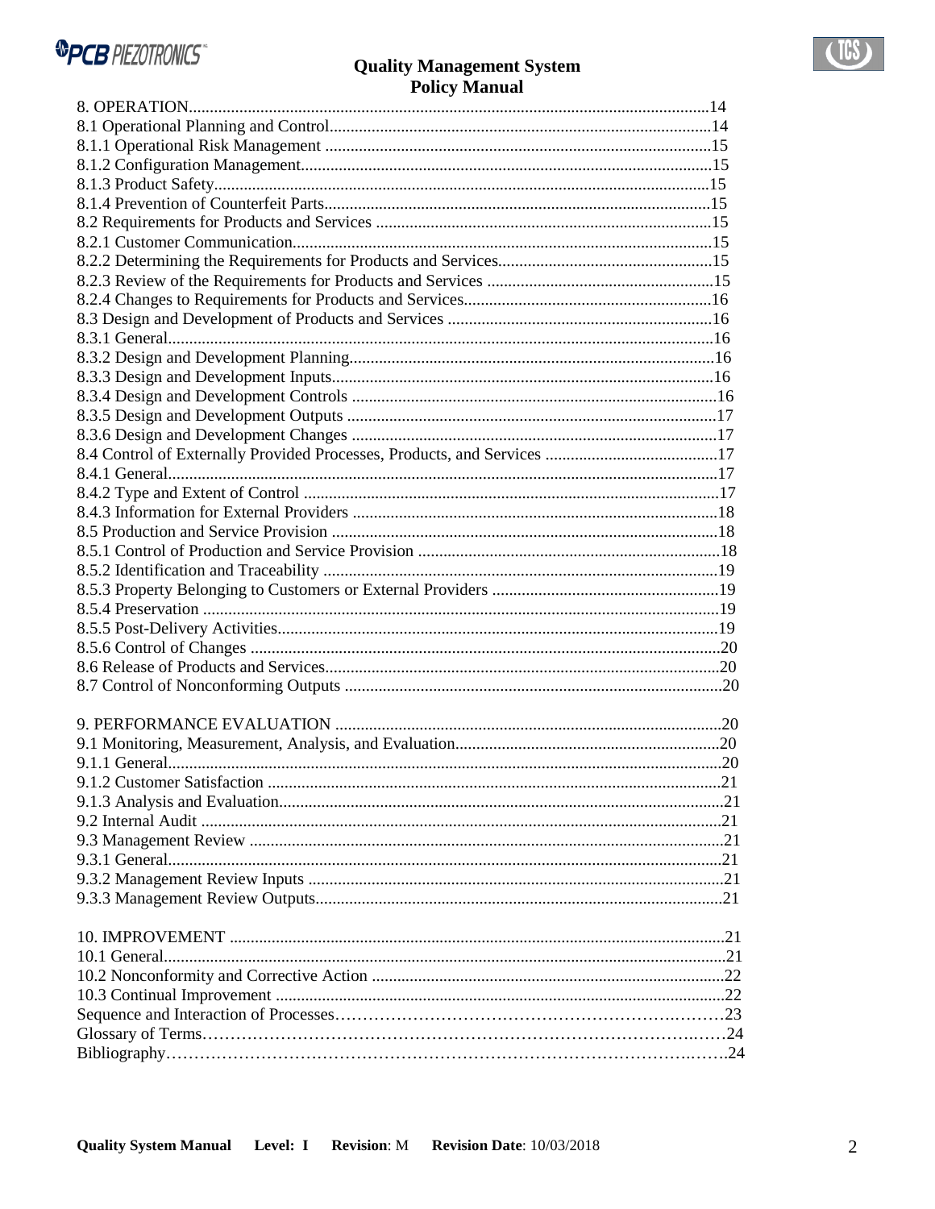8. OPERATION........................................................................................................................14
8.1 Operational Planning and Control...........................................................................................14
8.1.1 Operational Risk Management ............................................................................................15
8.1.2 Configuration Management..................................................................................................15
8.1.3 Product Safety.......................................................................................................................15
8.1.4 Prevention of Counterfeit Parts............................................................................................15
8.2 Requirements for Products and Services ................................................................................15
8.2.1 Customer Communication....................................................................................................15
8.2.2 Determining the Requirements for Products and Services...................................................15
8.2.3 Review of the Requirements for Products and Services ......................................................15
8.2.4 Changes to Requirements for Products and Services...........................................................16
8.3 Design and Development of Products and Services ...............................................................16
8.3.1 General..................................................................................................................................16
8.3.2 Design and Development Planning.......................................................................................16
8.3.3 Design and Development Inputs...........................................................................................16
8.3.4 Design and Development Controls ......................................................................................16
8.3.5 Design and Development Outputs ........................................................................................17
8.3.6 Design and Development Changes .......................................................................................17
8.4 Control of Externally Provided Processes, Products, and Services .........................................17
8.4.1 General..................................................................................................................................17
8.4.2 Type and Extent of Control ...................................................................................................17
8.4.3 Information for External Providers .......................................................................................18
8.5 Production and Service Provision ............................................................................................18
8.5.1 Control of Production and Service Provision ........................................................................18
8.5.2 Identification and Traceability ..............................................................................................19
8.5.3 Property Belonging to Customers or External Providers ......................................................19
8.5.4 Preservation ...........................................................................................................................19
8.5.5 Post-Delivery Activities.........................................................................................................19
8.5.6 Control of Changes ................................................................................................................20
8.6 Release of Products and Services.............................................................................................20
8.7 Control of Nonconforming Outputs .........................................................................................20

9. PERFORMANCE EVALUATION ............................................................................................20
9.1 Monitoring, Measurement, Analysis, and Evaluation...............................................................20
9.1.1 General...................................................................................................................................20
9.1.2 Customer Satisfaction ............................................................................................................21
9.1.3 Analysis and Evaluation.........................................................................................................21
9.2 Internal Audit ............................................................................................................................21
9.3 Management Review .................................................................................................................21
9.3.1 General...................................................................................................................................21
9.3.2 Management Review Inputs ..................................................................................................21
9.3.3 Management Review Outputs.................................................................................................21

10. IMPROVEMENT .....................................................................................................................21
10.1 General....................................................................................................................................21
10.2 Nonconformity and Corrective Action ....................................................................................22
10.3 Continual Improvement ...........................................................................................................22
Sequence and Interaction of Processes……………………………………………………………23
Glossary of Terms…………………………………………………………………………………24
Bibliography……………………………………………………………………………………….24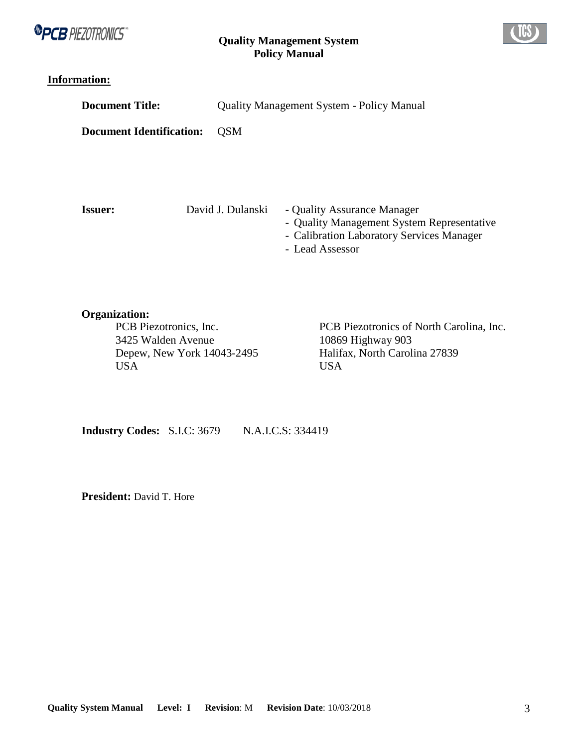## Information:

**Document Title:** Quality Management System - Policy Manual

**Document Identification:** QSM

**Issuer:** David J. Dulanski
- Quality Assurance Manager
- Quality Management System Representative
- Calibration Laboratory Services Manager
- Lead Assessor

**Organization:**

PCB Piezotronics, Inc.
3425 Walden Avenue
Depew, New York 14043-2495
USA

PCB Piezotronics of North Carolina, Inc.
10869 Highway 903
Halifax, North Carolina 27839
USA

**Industry Codes:** S.I.C: 3679 N.A.I.C.S: 334419

**President:** David T. Hore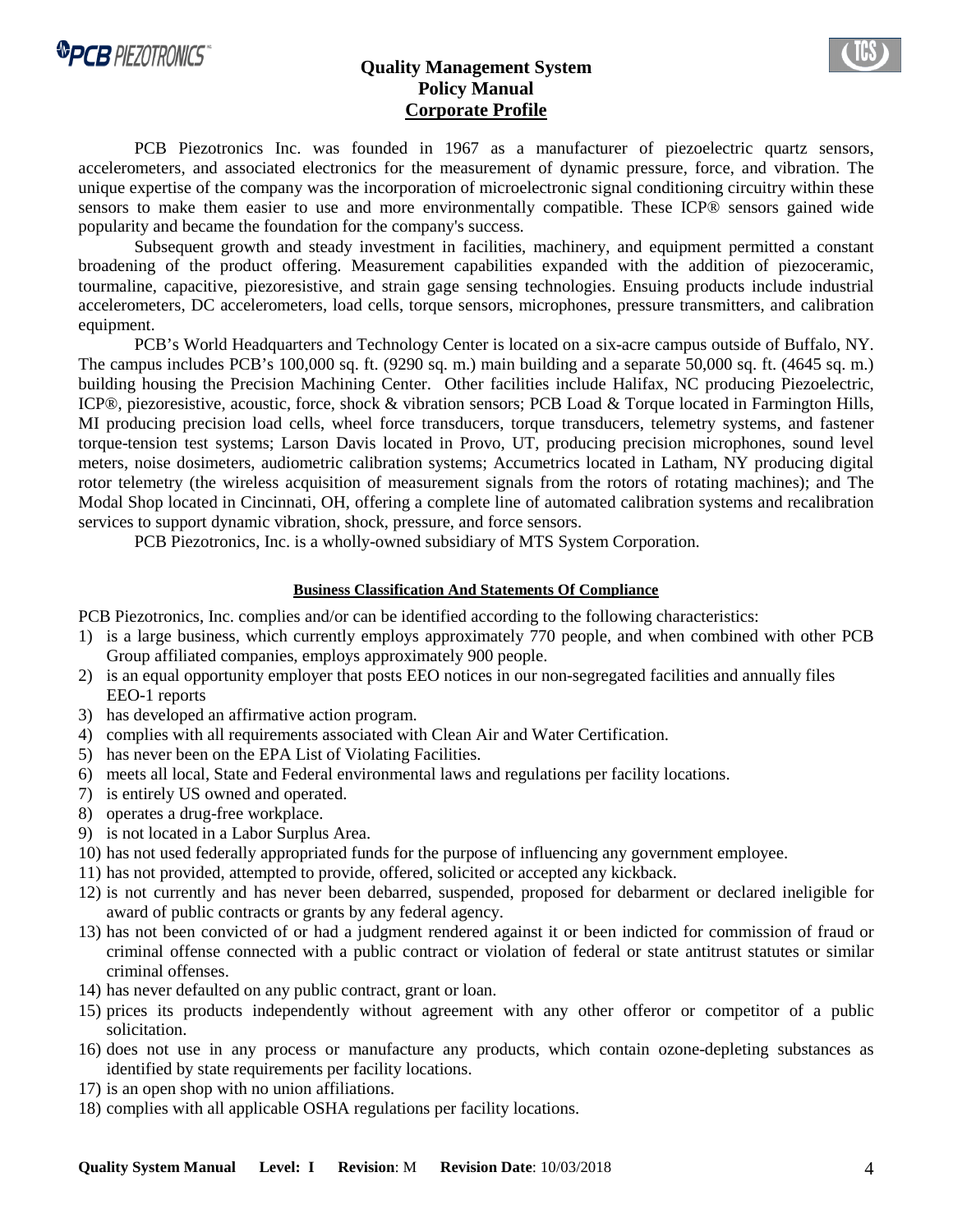# Quality Management System
## Policy Manual
## Corporate Profile

PCB Piezotronics Inc. was founded in 1967 as a manufacturer of piezoelectric quartz sensors, accelerometers, and associated electronics for the measurement of dynamic pressure, force, and vibration. The unique expertise of the company was the incorporation of microelectronic signal conditioning circuitry within these sensors to make them easier to use and more environmentally compatible. These ICP® sensors gained wide popularity and became the foundation for the company's success.

Subsequent growth and steady investment in facilities, machinery, and equipment permitted a constant broadening of the product offering. Measurement capabilities expanded with the addition of piezoceramic, tourmaline, capacitive, piezoresistive, and strain gage sensing technologies. Ensuing products include industrial accelerometers, DC accelerometers, load cells, torque sensors, microphones, pressure transmitters, and calibration equipment.

PCB's World Headquarters and Technology Center is located on a six-acre campus outside of Buffalo, NY. The campus includes PCB's 100,000 sq. ft. (9290 sq. m.) main building and a separate 50,000 sq. ft. (4645 sq. m.) building housing the Precision Machining Center. Other facilities include Halifax, NC producing Piezoelectric, ICP®, piezoresistive, acoustic, force, shock & vibration sensors; PCB Load & Torque located in Farmington Hills, MI producing precision load cells, wheel force transducers, torque transducers, telemetry systems, and fastener torque-tension test systems; Larson Davis located in Provo, UT, producing precision microphones, sound level meters, noise dosimeters, audiometric calibration systems; Accumetrics located in Latham, NY producing digital rotor telemetry (the wireless acquisition of measurement signals from the rotors of rotating machines); and The Modal Shop located in Cincinnati, OH, offering a complete line of automated calibration systems and recalibration services to support dynamic vibration, shock, pressure, and force sensors.

PCB Piezotronics, Inc. is a wholly-owned subsidiary of MTS System Corporation.

### Business Classification And Statements Of Compliance

PCB Piezotronics, Inc. complies and/or can be identified according to the following characteristics:

1) is a large business, which currently employs approximately 770 people, and when combined with other PCB Group affiliated companies, employs approximately 900 people.
2) is an equal opportunity employer that posts EEO notices in our non-segregated facilities and annually files EEO-1 reports
3) has developed an affirmative action program.
4) complies with all requirements associated with Clean Air and Water Certification.
5) has never been on the EPA List of Violating Facilities.
6) meets all local, State and Federal environmental laws and regulations per facility locations.
7) is entirely US owned and operated.
8) operates a drug-free workplace.
9) is not located in a Labor Surplus Area.
10) has not used federally appropriated funds for the purpose of influencing any government employee.
11) has not provided, attempted to provide, offered, solicited or accepted any kickback.
12) is not currently and has never been debarred, suspended, proposed for debarment or declared ineligible for award of public contracts or grants by any federal agency.
13) has not been convicted of or had a judgment rendered against it or been indicted for commission of fraud or criminal offense connected with a public contract or violation of federal or state antitrust statutes or similar criminal offenses.
14) has never defaulted on any public contract, grant or loan.
15) prices its products independently without agreement with any other offeror or competitor of a public solicitation.
16) does not use in any process or manufacture any products, which contain ozone-depleting substances as identified by state requirements per facility locations.
17) is an open shop with no union affiliations.
18) complies with all applicable OSHA regulations per facility locations.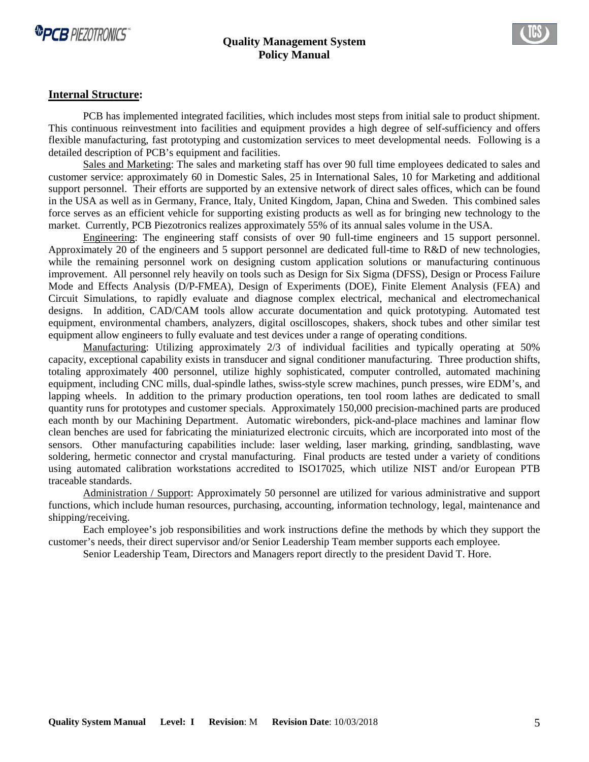## **Internal Structure:**

PCB has implemented integrated facilities, which includes most steps from initial sale to product shipment. This continuous reinvestment into facilities and equipment provides a high degree of self-sufficiency and offers flexible manufacturing, fast prototyping and customization services to meet developmental needs. Following is a detailed description of PCB's equipment and facilities.

Sales and Marketing: The sales and marketing staff has over 90 full time employees dedicated to sales and customer service: approximately 60 in Domestic Sales, 25 in International Sales, 10 for Marketing and additional support personnel. Their efforts are supported by an extensive network of direct sales offices, which can be found in the USA as well as in Germany, France, Italy, United Kingdom, Japan, China and Sweden. This combined sales force serves as an efficient vehicle for supporting existing products as well as for bringing new technology to the market. Currently, PCB Piezotronics realizes approximately 55% of its annual sales volume in the USA.

Engineering: The engineering staff consists of over 90 full-time engineers and 15 support personnel. Approximately 20 of the engineers and 5 support personnel are dedicated full-time to R&D of new technologies, while the remaining personnel work on designing custom application solutions or manufacturing continuous improvement. All personnel rely heavily on tools such as Design for Six Sigma (DFSS), Design or Process Failure Mode and Effects Analysis (D/P-FMEA), Design of Experiments (DOE), Finite Element Analysis (FEA) and Circuit Simulations, to rapidly evaluate and diagnose complex electrical, mechanical and electromechanical designs. In addition, CAD/CAM tools allow accurate documentation and quick prototyping. Automated test equipment, environmental chambers, analyzers, digital oscilloscopes, shakers, shock tubes and other similar test equipment allow engineers to fully evaluate and test devices under a range of operating conditions.

Manufacturing: Utilizing approximately 2/3 of individual facilities and typically operating at 50% capacity, exceptional capability exists in transducer and signal conditioner manufacturing. Three production shifts, totaling approximately 400 personnel, utilize highly sophisticated, computer controlled, automated machining equipment, including CNC mills, dual-spindle lathes, swiss-style screw machines, punch presses, wire EDM's, and lapping wheels. In addition to the primary production operations, ten tool room lathes are dedicated to small quantity runs for prototypes and customer specials. Approximately 150,000 precision-machined parts are produced each month by our Machining Department. Automatic wirebonders, pick-and-place machines and laminar flow clean benches are used for fabricating the miniaturized electronic circuits, which are incorporated into most of the sensors. Other manufacturing capabilities include: laser welding, laser marking, grinding, sandblasting, wave soldering, hermetic connector and crystal manufacturing. Final products are tested under a variety of conditions using automated calibration workstations accredited to ISO17025, which utilize NIST and/or European PTB traceable standards.

Administration / Support: Approximately 50 personnel are utilized for various administrative and support functions, which include human resources, purchasing, accounting, information technology, legal, maintenance and shipping/receiving.

Each employee's job responsibilities and work instructions define the methods by which they support the customer's needs, their direct supervisor and/or Senior Leadership Team member supports each employee.

Senior Leadership Team, Directors and Managers report directly to the president David T. Hore.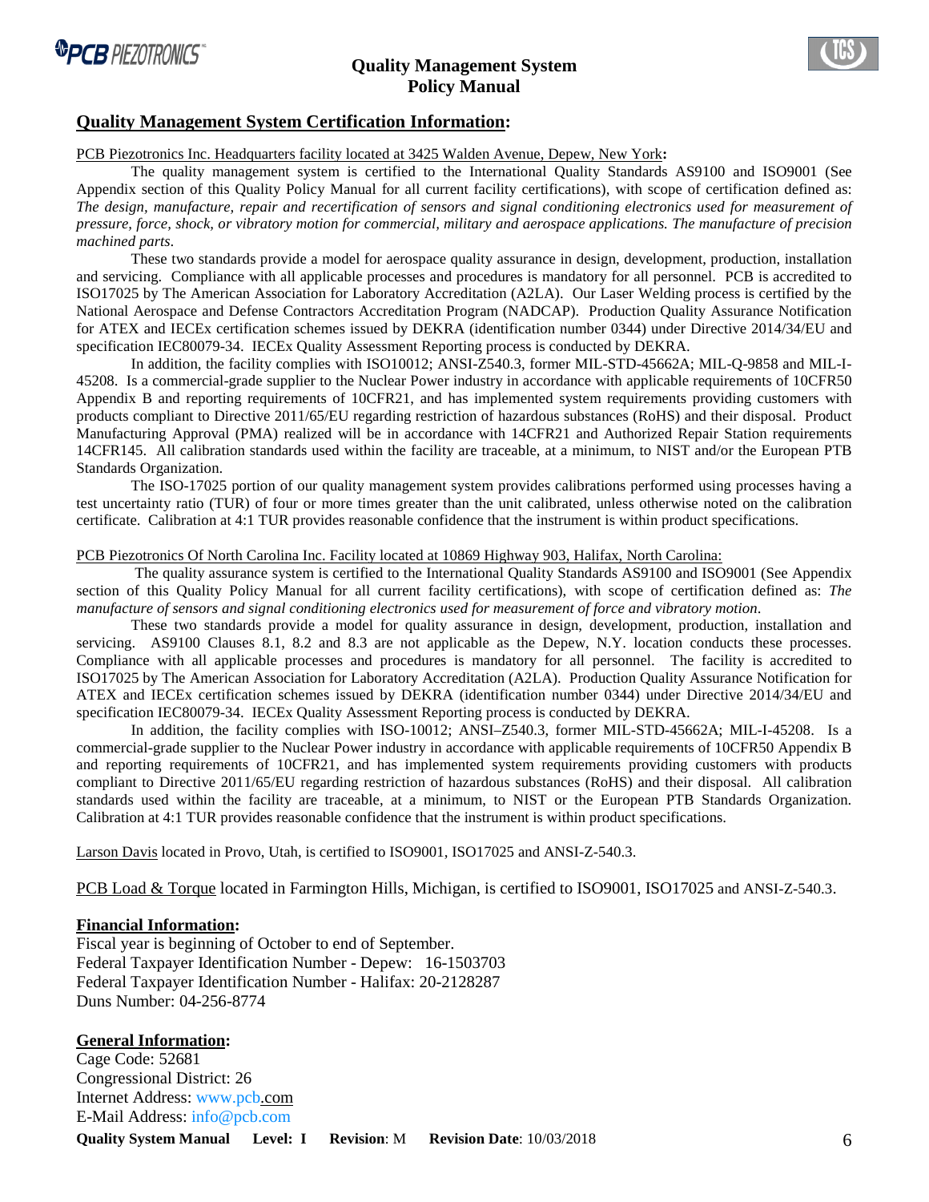## Quality Management System Certification Information:

PCB Piezotronics Inc. Headquarters facility located at 3425 Walden Avenue, Depew, New York**:**

The quality management system is certified to the International Quality Standards AS9100 and ISO9001 (See Appendix section of this Quality Policy Manual for all current facility certifications), with scope of certification defined as: *The design, manufacture, repair and recertification of sensors and signal conditioning electronics used for measurement of pressure, force, shock, or vibratory motion for commercial, military and aerospace applications. The manufacture of precision machined parts.*

These two standards provide a model for aerospace quality assurance in design, development, production, installation and servicing. Compliance with all applicable processes and procedures is mandatory for all personnel. PCB is accredited to ISO17025 by The American Association for Laboratory Accreditation (A2LA). Our Laser Welding process is certified by the National Aerospace and Defense Contractors Accreditation Program (NADCAP). Production Quality Assurance Notification for ATEX and IECEx certification schemes issued by DEKRA (identification number 0344) under Directive 2014/34/EU and specification IEC80079-34. IECEx Quality Assessment Reporting process is conducted by DEKRA.

In addition, the facility complies with ISO10012; ANSI-Z540.3, former MIL-STD-45662A; MIL-Q-9858 and MIL-I-45208. Is a commercial-grade supplier to the Nuclear Power industry in accordance with applicable requirements of 10CFR50 Appendix B and reporting requirements of 10CFR21, and has implemented system requirements providing customers with products compliant to Directive 2011/65/EU regarding restriction of hazardous substances (RoHS) and their disposal. Product Manufacturing Approval (PMA) realized will be in accordance with 14CFR21 and Authorized Repair Station requirements 14CFR145. All calibration standards used within the facility are traceable, at a minimum, to NIST and/or the European PTB Standards Organization.

The ISO-17025 portion of our quality management system provides calibrations performed using processes having a test uncertainty ratio (TUR) of four or more times greater than the unit calibrated, unless otherwise noted on the calibration certificate. Calibration at 4:1 TUR provides reasonable confidence that the instrument is within product specifications.

PCB Piezotronics Of North Carolina Inc. Facility located at 10869 Highway 903, Halifax, North Carolina:

The quality assurance system is certified to the International Quality Standards AS9100 and ISO9001 (See Appendix section of this Quality Policy Manual for all current facility certifications), with scope of certification defined as: *The manufacture of sensors and signal conditioning electronics used for measurement of force and vibratory motion*.

These two standards provide a model for quality assurance in design, development, production, installation and servicing. AS9100 Clauses 8.1, 8.2 and 8.3 are not applicable as the Depew, N.Y. location conducts these processes. Compliance with all applicable processes and procedures is mandatory for all personnel. The facility is accredited to ISO17025 by The American Association for Laboratory Accreditation (A2LA). Production Quality Assurance Notification for ATEX and IECEx certification schemes issued by DEKRA (identification number 0344) under Directive 2014/34/EU and specification IEC80079-34. IECEx Quality Assessment Reporting process is conducted by DEKRA.

In addition, the facility complies with ISO-10012; ANSI–Z540.3, former MIL-STD-45662A; MIL-I-45208. Is a commercial-grade supplier to the Nuclear Power industry in accordance with applicable requirements of 10CFR50 Appendix B and reporting requirements of 10CFR21, and has implemented system requirements providing customers with products compliant to Directive 2011/65/EU regarding restriction of hazardous substances (RoHS) and their disposal. All calibration standards used within the facility are traceable, at a minimum, to NIST or the European PTB Standards Organization. Calibration at 4:1 TUR provides reasonable confidence that the instrument is within product specifications.

Larson Davis located in Provo, Utah, is certified to ISO9001, ISO17025 and ANSI-Z-540.3.

PCB Load & Torque located in Farmington Hills, Michigan, is certified to ISO9001, ISO17025 and ANSI-Z-540.3.

## Financial Information:

Fiscal year is beginning of October to end of September.
Federal Taxpayer Identification Number - Depew: 16-1503703
Federal Taxpayer Identification Number - Halifax: 20-2128287
Duns Number: 04-256-8774

## General Information:

Cage Code: 52681
Congressional District: 26
Internet Address: www.pcb.com
E-Mail Address: info@pcb.com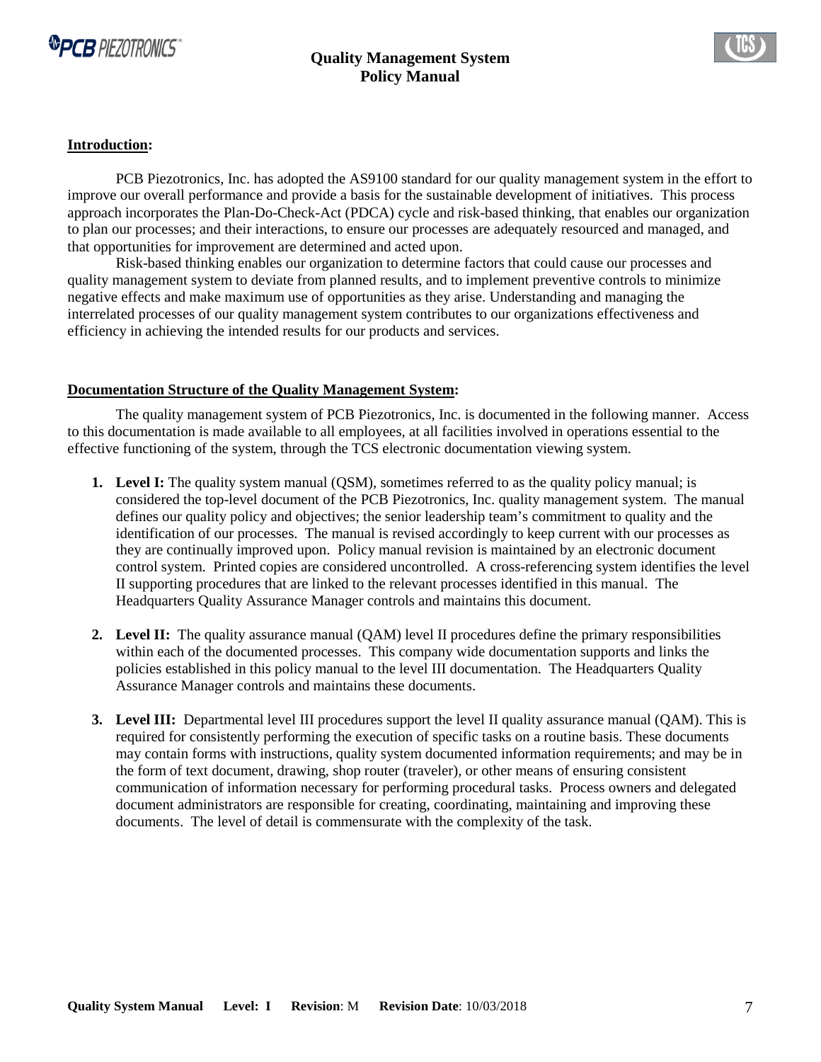**<u>Introduction</u>:**

PCB Piezotronics, Inc. has adopted the AS9100 standard for our quality management system in the effort to improve our overall performance and provide a basis for the sustainable development of initiatives. This process approach incorporates the Plan-Do-Check-Act (PDCA) cycle and risk-based thinking, that enables our organization to plan our processes; and their interactions, to ensure our processes are adequately resourced and managed, and that opportunities for improvement are determined and acted upon.

Risk-based thinking enables our organization to determine factors that could cause our processes and quality management system to deviate from planned results, and to implement preventive controls to minimize negative effects and make maximum use of opportunities as they arise. Understanding and managing the interrelated processes of our quality management system contributes to our organizations effectiveness and efficiency in achieving the intended results for our products and services.

**<u>Documentation Structure of the Quality Management System</u>:**

The quality management system of PCB Piezotronics, Inc. is documented in the following manner. Access to this documentation is made available to all employees, at all facilities involved in operations essential to the effective functioning of the system, through the TCS electronic documentation viewing system.

1. **Level I:** The quality system manual (QSM), sometimes referred to as the quality policy manual; is considered the top-level document of the PCB Piezotronics, Inc. quality management system. The manual defines our quality policy and objectives; the senior leadership team's commitment to quality and the identification of our processes. The manual is revised accordingly to keep current with our processes as they are continually improved upon. Policy manual revision is maintained by an electronic document control system. Printed copies are considered uncontrolled. A cross-referencing system identifies the level II supporting procedures that are linked to the relevant processes identified in this manual. The Headquarters Quality Assurance Manager controls and maintains this document.

2. **Level II:** The quality assurance manual (QAM) level II procedures define the primary responsibilities within each of the documented processes. This company wide documentation supports and links the policies established in this policy manual to the level III documentation. The Headquarters Quality Assurance Manager controls and maintains these documents.

3. **Level III:** Departmental level III procedures support the level II quality assurance manual (QAM). This is required for consistently performing the execution of specific tasks on a routine basis. These documents may contain forms with instructions, quality system documented information requirements; and may be in the form of text document, drawing, shop router (traveler), or other means of ensuring consistent communication of information necessary for performing procedural tasks. Process owners and delegated document administrators are responsible for creating, coordinating, maintaining and improving these documents. The level of detail is commensurate with the complexity of the task.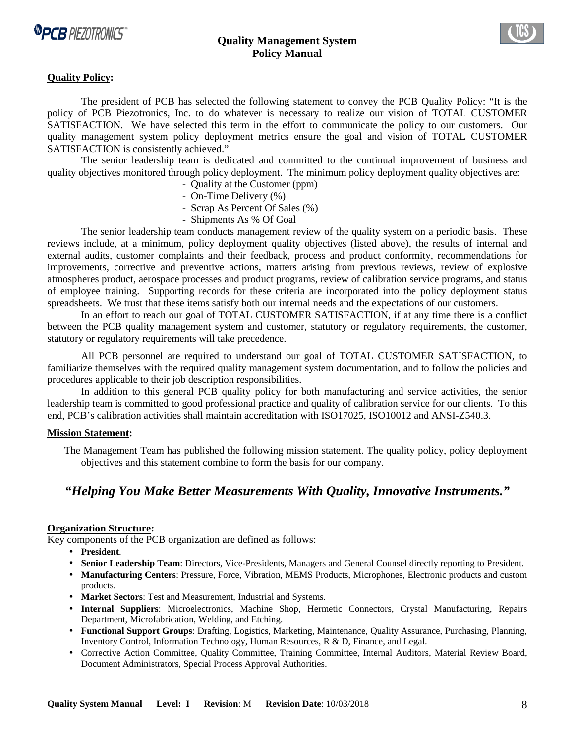**Quality Policy:**

The president of PCB has selected the following statement to convey the PCB Quality Policy: "It is the policy of PCB Piezotronics, Inc. to do whatever is necessary to realize our vision of TOTAL CUSTOMER SATISFACTION. We have selected this term in the effort to communicate the policy to our customers. Our quality management system policy deployment metrics ensure the goal and vision of TOTAL CUSTOMER SATISFACTION is consistently achieved."

The senior leadership team is dedicated and committed to the continual improvement of business and quality objectives monitored through policy deployment. The minimum policy deployment quality objectives are:

- Quality at the Customer (ppm)
- On-Time Delivery (%)
- Scrap As Percent Of Sales (%)
- Shipments As % Of Goal

The senior leadership team conducts management review of the quality system on a periodic basis. These reviews include, at a minimum, policy deployment quality objectives (listed above), the results of internal and external audits, customer complaints and their feedback, process and product conformity, recommendations for improvements, corrective and preventive actions, matters arising from previous reviews, review of explosive atmospheres product, aerospace processes and product programs, review of calibration service programs, and status of employee training. Supporting records for these criteria are incorporated into the policy deployment status spreadsheets. We trust that these items satisfy both our internal needs and the expectations of our customers.

In an effort to reach our goal of TOTAL CUSTOMER SATISFACTION, if at any time there is a conflict between the PCB quality management system and customer, statutory or regulatory requirements, the customer, statutory or regulatory requirements will take precedence.

All PCB personnel are required to understand our goal of TOTAL CUSTOMER SATISFACTION, to familiarize themselves with the required quality management system documentation, and to follow the policies and procedures applicable to their job description responsibilities.

In addition to this general PCB quality policy for both manufacturing and service activities, the senior leadership team is committed to good professional practice and quality of calibration service for our clients. To this end, PCB's calibration activities shall maintain accreditation with ISO17025, ISO10012 and ANSI-Z540.3.

**Mission Statement:**

The Management Team has published the following mission statement. The quality policy, policy deployment objectives and this statement combine to form the basis for our company.

***"Helping You Make Better Measurements With Quality, Innovative Instruments."***

**Organization Structure:**

Key components of the PCB organization are defined as follows:

- **President**.
- **Senior Leadership Team**: Directors, Vice-Presidents, Managers and General Counsel directly reporting to President.
- **Manufacturing Centers**: Pressure, Force, Vibration, MEMS Products, Microphones, Electronic products and custom products.
- **Market Sectors**: Test and Measurement, Industrial and Systems.
- **Internal Suppliers**: Microelectronics, Machine Shop, Hermetic Connectors, Crystal Manufacturing, Repairs Department, Microfabrication, Welding, and Etching.
- **Functional Support Groups**: Drafting, Logistics, Marketing, Maintenance, Quality Assurance, Purchasing, Planning, Inventory Control, Information Technology, Human Resources, R & D, Finance, and Legal.
- Corrective Action Committee, Quality Committee, Training Committee, Internal Auditors, Material Review Board, Document Administrators, Special Process Approval Authorities.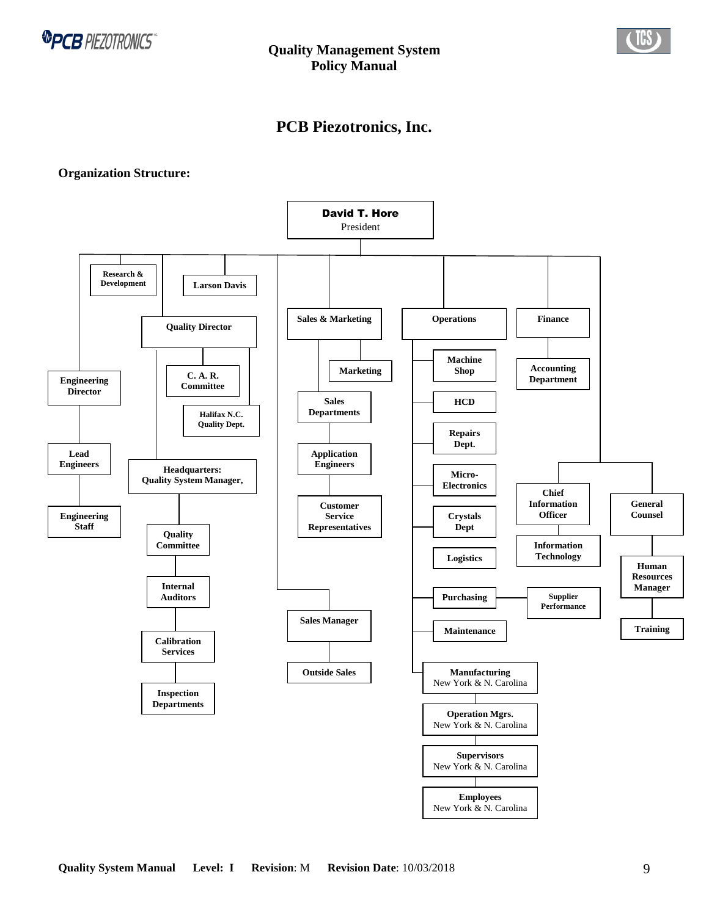# PCB Piezotronics, Inc.

**Organization Structure:**

- **David T. Hore** – President
  - Research & Development
  - Larson Davis
  - Quality Director
    - C. A. R. Committee
    - Halifax N.C. Quality Dept.
    - Headquarters: Quality System Manager,
      - Quality Committee
      - Internal Auditors
      - Calibration Services
      - Inspection Departments
  - Engineering Director
    - Lead Engineers
      - Engineering Staff
  - Sales & Marketing
    - Marketing
    - Sales Departments
      - Application Engineers
        - Customer Service Representatives
  - Sales Manager
    - Outside Sales
  - Operations
    - Machine Shop
    - HCD
    - Repairs Dept.
    - Micro-Electronics
    - Crystals Dept
    - Logistics
    - Purchasing
      - Supplier Performance
    - Maintenance
    - Manufacturing – New York & N. Carolina
      - Operation Mgrs. – New York & N. Carolina
        - Supervisors – New York & N. Carolina
          - Employees – New York & N. Carolina
  - Finance
    - Accounting Department
  - Chief Information Officer
    - Information Technology
  - General Counsel
    - Human Resources Manager
      - Training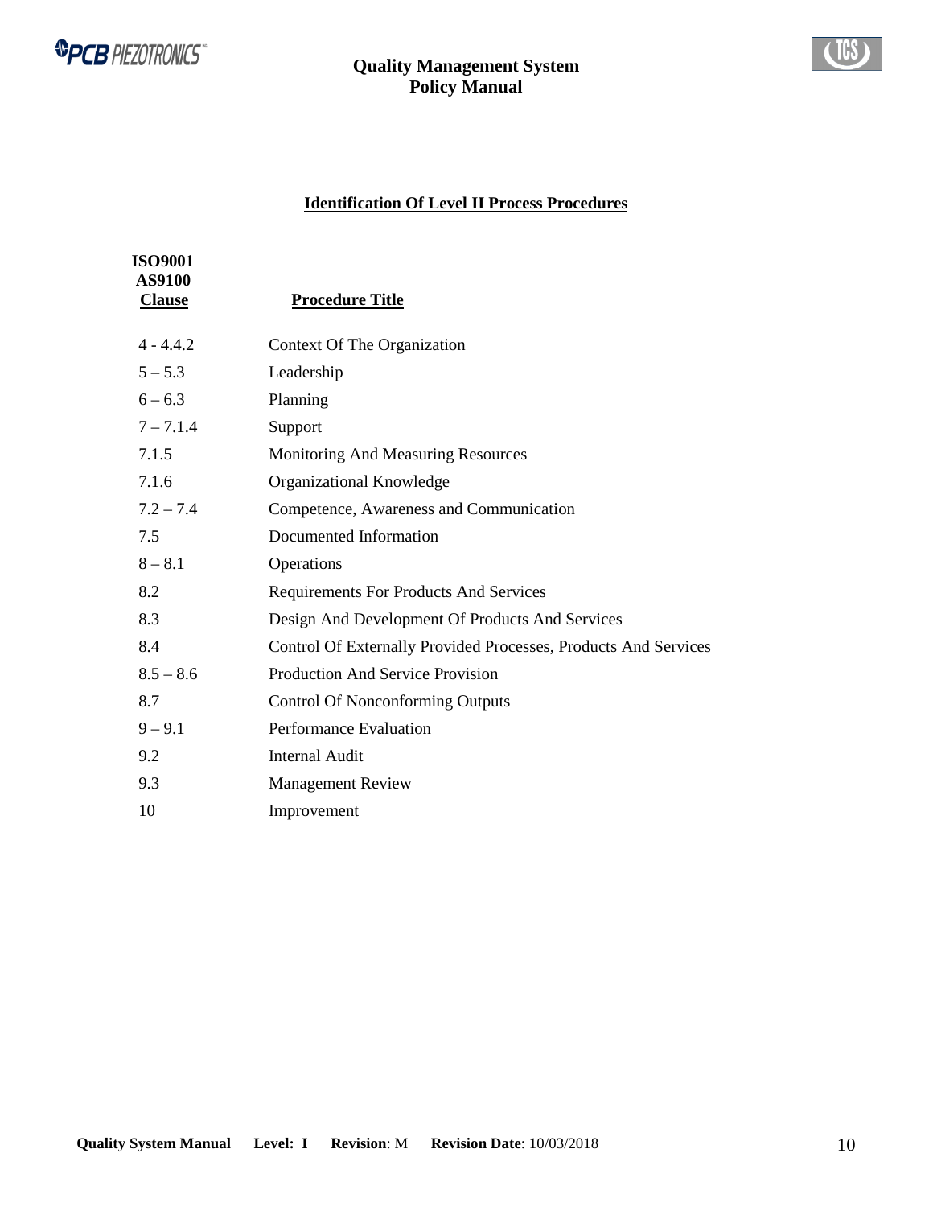## Identification Of Level II Process Procedures

| ISO9001 AS9100 Clause | Procedure Title |
|---|---|
| 4 - 4.4.2 | Context Of The Organization |
| 5 – 5.3 | Leadership |
| 6 – 6.3 | Planning |
| 7 – 7.1.4 | Support |
| 7.1.5 | Monitoring And Measuring Resources |
| 7.1.6 | Organizational Knowledge |
| 7.2 – 7.4 | Competence, Awareness and Communication |
| 7.5 | Documented Information |
| 8 – 8.1 | Operations |
| 8.2 | Requirements For Products And Services |
| 8.3 | Design And Development Of Products And Services |
| 8.4 | Control Of Externally Provided Processes, Products And Services |
| 8.5 – 8.6 | Production And Service Provision |
| 8.7 | Control Of Nonconforming Outputs |
| 9 – 9.1 | Performance Evaluation |
| 9.2 | Internal Audit |
| 9.3 | Management Review |
| 10 | Improvement |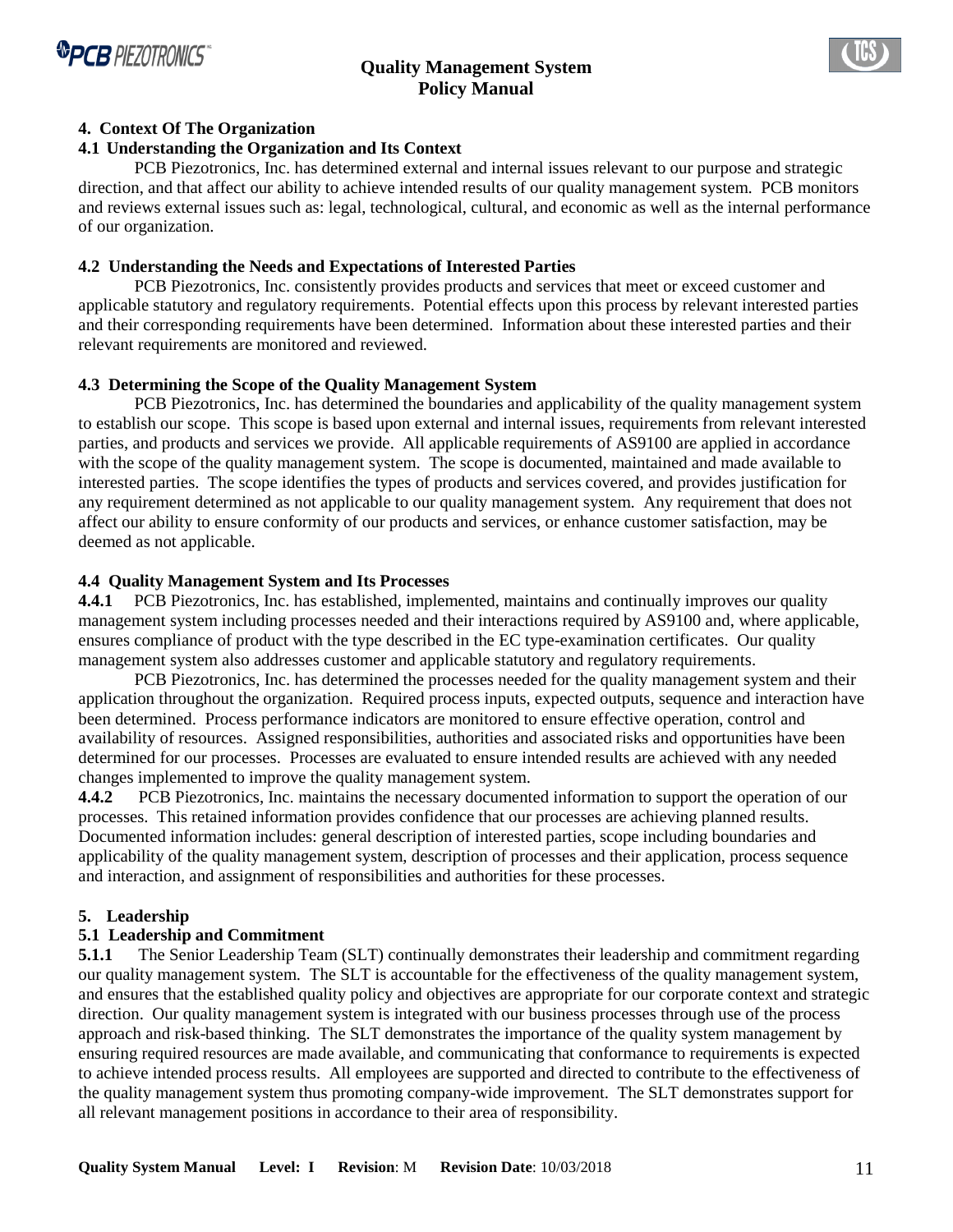## 4. Context Of The Organization

### 4.1 Understanding the Organization and Its Context

PCB Piezotronics, Inc. has determined external and internal issues relevant to our purpose and strategic direction, and that affect our ability to achieve intended results of our quality management system. PCB monitors and reviews external issues such as: legal, technological, cultural, and economic as well as the internal performance of our organization.

### 4.2 Understanding the Needs and Expectations of Interested Parties

PCB Piezotronics, Inc. consistently provides products and services that meet or exceed customer and applicable statutory and regulatory requirements. Potential effects upon this process by relevant interested parties and their corresponding requirements have been determined. Information about these interested parties and their relevant requirements are monitored and reviewed.

### 4.3 Determining the Scope of the Quality Management System

PCB Piezotronics, Inc. has determined the boundaries and applicability of the quality management system to establish our scope. This scope is based upon external and internal issues, requirements from relevant interested parties, and products and services we provide. All applicable requirements of AS9100 are applied in accordance with the scope of the quality management system. The scope is documented, maintained and made available to interested parties. The scope identifies the types of products and services covered, and provides justification for any requirement determined as not applicable to our quality management system. Any requirement that does not affect our ability to ensure conformity of our products and services, or enhance customer satisfaction, may be deemed as not applicable.

### 4.4 Quality Management System and Its Processes

**4.4.1** PCB Piezotronics, Inc. has established, implemented, maintains and continually improves our quality management system including processes needed and their interactions required by AS9100 and, where applicable, ensures compliance of product with the type described in the EC type-examination certificates. Our quality management system also addresses customer and applicable statutory and regulatory requirements.

PCB Piezotronics, Inc. has determined the processes needed for the quality management system and their application throughout the organization. Required process inputs, expected outputs, sequence and interaction have been determined. Process performance indicators are monitored to ensure effective operation, control and availability of resources. Assigned responsibilities, authorities and associated risks and opportunities have been determined for our processes. Processes are evaluated to ensure intended results are achieved with any needed changes implemented to improve the quality management system.

**4.4.2** PCB Piezotronics, Inc. maintains the necessary documented information to support the operation of our processes. This retained information provides confidence that our processes are achieving planned results. Documented information includes: general description of interested parties, scope including boundaries and applicability of the quality management system, description of processes and their application, process sequence and interaction, and assignment of responsibilities and authorities for these processes.

## 5. Leadership

### 5.1 Leadership and Commitment

**5.1.1** The Senior Leadership Team (SLT) continually demonstrates their leadership and commitment regarding our quality management system. The SLT is accountable for the effectiveness of the quality management system, and ensures that the established quality policy and objectives are appropriate for our corporate context and strategic direction. Our quality management system is integrated with our business processes through use of the process approach and risk-based thinking. The SLT demonstrates the importance of the quality system management by ensuring required resources are made available, and communicating that conformance to requirements is expected to achieve intended process results. All employees are supported and directed to contribute to the effectiveness of the quality management system thus promoting company-wide improvement. The SLT demonstrates support for all relevant management positions in accordance to their area of responsibility.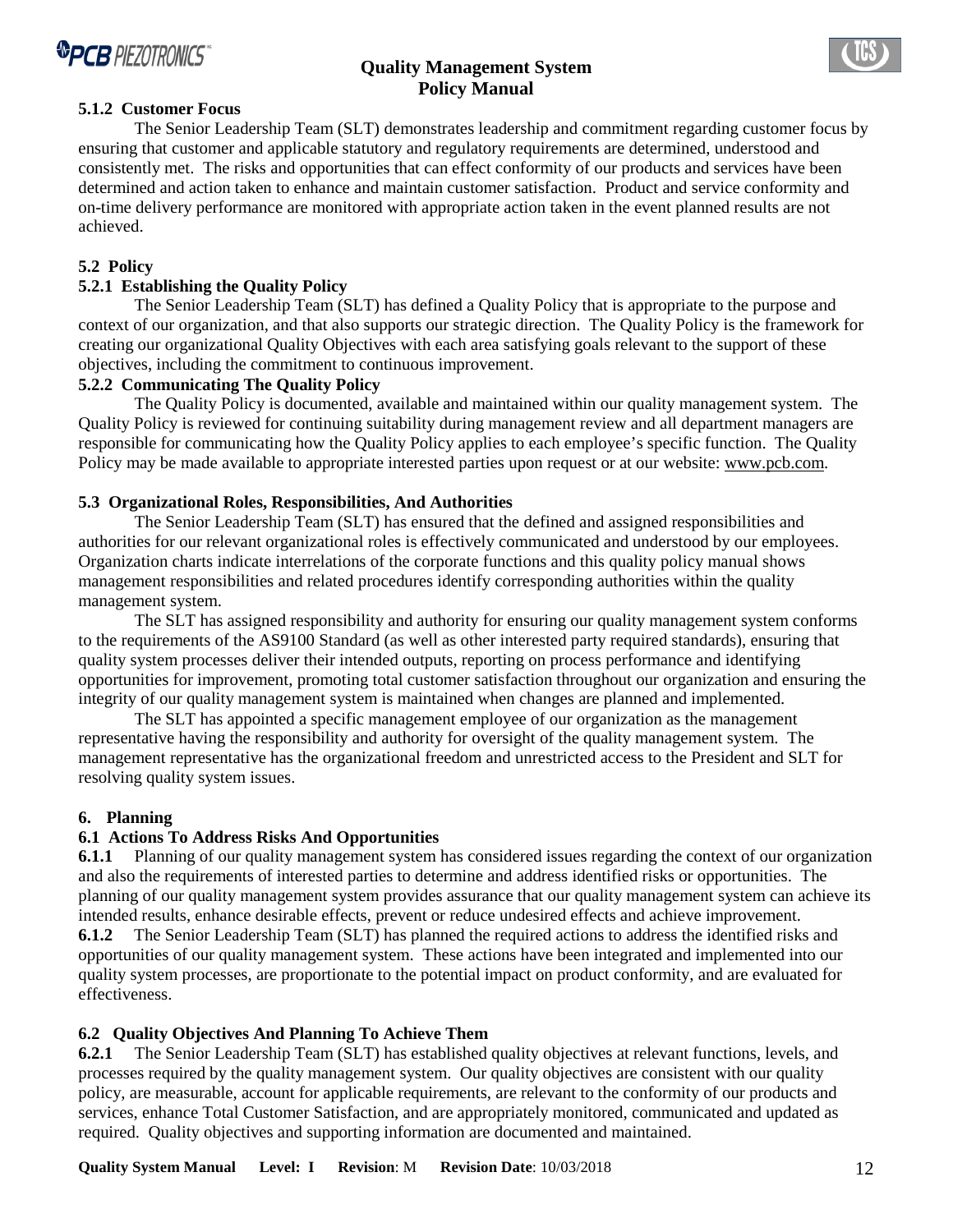### 5.1.2 Customer Focus

The Senior Leadership Team (SLT) demonstrates leadership and commitment regarding customer focus by ensuring that customer and applicable statutory and regulatory requirements are determined, understood and consistently met. The risks and opportunities that can effect conformity of our products and services have been determined and action taken to enhance and maintain customer satisfaction. Product and service conformity and on-time delivery performance are monitored with appropriate action taken in the event planned results are not achieved.

## 5.2 Policy

### 5.2.1 Establishing the Quality Policy

The Senior Leadership Team (SLT) has defined a Quality Policy that is appropriate to the purpose and context of our organization, and that also supports our strategic direction. The Quality Policy is the framework for creating our organizational Quality Objectives with each area satisfying goals relevant to the support of these objectives, including the commitment to continuous improvement.

### 5.2.2 Communicating The Quality Policy

The Quality Policy is documented, available and maintained within our quality management system. The Quality Policy is reviewed for continuing suitability during management review and all department managers are responsible for communicating how the Quality Policy applies to each employee's specific function. The Quality Policy may be made available to appropriate interested parties upon request or at our website: www.pcb.com.

## 5.3 Organizational Roles, Responsibilities, And Authorities

The Senior Leadership Team (SLT) has ensured that the defined and assigned responsibilities and authorities for our relevant organizational roles is effectively communicated and understood by our employees. Organization charts indicate interrelations of the corporate functions and this quality policy manual shows management responsibilities and related procedures identify corresponding authorities within the quality management system.

The SLT has assigned responsibility and authority for ensuring our quality management system conforms to the requirements of the AS9100 Standard (as well as other interested party required standards), ensuring that quality system processes deliver their intended outputs, reporting on process performance and identifying opportunities for improvement, promoting total customer satisfaction throughout our organization and ensuring the integrity of our quality management system is maintained when changes are planned and implemented.

The SLT has appointed a specific management employee of our organization as the management representative having the responsibility and authority for oversight of the quality management system. The management representative has the organizational freedom and unrestricted access to the President and SLT for resolving quality system issues.

# 6. Planning

## 6.1 Actions To Address Risks And Opportunities

**6.1.1** Planning of our quality management system has considered issues regarding the context of our organization and also the requirements of interested parties to determine and address identified risks or opportunities. The planning of our quality management system provides assurance that our quality management system can achieve its intended results, enhance desirable effects, prevent or reduce undesired effects and achieve improvement.

**6.1.2** The Senior Leadership Team (SLT) has planned the required actions to address the identified risks and opportunities of our quality management system. These actions have been integrated and implemented into our quality system processes, are proportionate to the potential impact on product conformity, and are evaluated for effectiveness.

## 6.2 Quality Objectives And Planning To Achieve Them

**6.2.1** The Senior Leadership Team (SLT) has established quality objectives at relevant functions, levels, and processes required by the quality management system. Our quality objectives are consistent with our quality policy, are measurable, account for applicable requirements, are relevant to the conformity of our products and services, enhance Total Customer Satisfaction, and are appropriately monitored, communicated and updated as required. Quality objectives and supporting information are documented and maintained.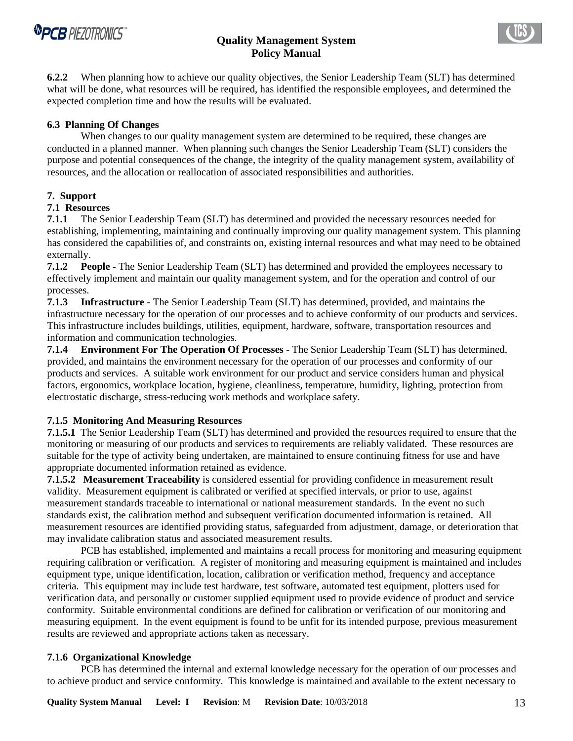**6.2.2** When planning how to achieve our quality objectives, the Senior Leadership Team (SLT) has determined what will be done, what resources will be required, has identified the responsible employees, and determined the expected completion time and how the results will be evaluated.

### 6.3 Planning Of Changes

When changes to our quality management system are determined to be required, these changes are conducted in a planned manner. When planning such changes the Senior Leadership Team (SLT) considers the purpose and potential consequences of the change, the integrity of the quality management system, availability of resources, and the allocation or reallocation of associated responsibilities and authorities.

## 7. Support

### 7.1 Resources

**7.1.1** The Senior Leadership Team (SLT) has determined and provided the necessary resources needed for establishing, implementing, maintaining and continually improving our quality management system. This planning has considered the capabilities of, and constraints on, existing internal resources and what may need to be obtained externally.

**7.1.2 People** - The Senior Leadership Team (SLT) has determined and provided the employees necessary to effectively implement and maintain our quality management system, and for the operation and control of our processes.

**7.1.3 Infrastructure** - The Senior Leadership Team (SLT) has determined, provided, and maintains the infrastructure necessary for the operation of our processes and to achieve conformity of our products and services. This infrastructure includes buildings, utilities, equipment, hardware, software, transportation resources and information and communication technologies.

**7.1.4 Environment For The Operation Of Processes** - The Senior Leadership Team (SLT) has determined, provided, and maintains the environment necessary for the operation of our processes and conformity of our products and services. A suitable work environment for our product and service considers human and physical factors, ergonomics, workplace location, hygiene, cleanliness, temperature, humidity, lighting, protection from electrostatic discharge, stress-reducing work methods and workplace safety.

### 7.1.5 Monitoring And Measuring Resources

**7.1.5.1** The Senior Leadership Team (SLT) has determined and provided the resources required to ensure that the monitoring or measuring of our products and services to requirements are reliably validated. These resources are suitable for the type of activity being undertaken, are maintained to ensure continuing fitness for use and have appropriate documented information retained as evidence.

**7.1.5.2 Measurement Traceability** is considered essential for providing confidence in measurement result validity. Measurement equipment is calibrated or verified at specified intervals, or prior to use, against measurement standards traceable to international or national measurement standards. In the event no such standards exist, the calibration method and subsequent verification documented information is retained. All measurement resources are identified providing status, safeguarded from adjustment, damage, or deterioration that may invalidate calibration status and associated measurement results.

PCB has established, implemented and maintains a recall process for monitoring and measuring equipment requiring calibration or verification. A register of monitoring and measuring equipment is maintained and includes equipment type, unique identification, location, calibration or verification method, frequency and acceptance criteria. This equipment may include test hardware, test software, automated test equipment, plotters used for verification data, and personally or customer supplied equipment used to provide evidence of product and service conformity. Suitable environmental conditions are defined for calibration or verification of our monitoring and measuring equipment. In the event equipment is found to be unfit for its intended purpose, previous measurement results are reviewed and appropriate actions taken as necessary.

### 7.1.6 Organizational Knowledge

PCB has determined the internal and external knowledge necessary for the operation of our processes and to achieve product and service conformity. This knowledge is maintained and available to the extent necessary to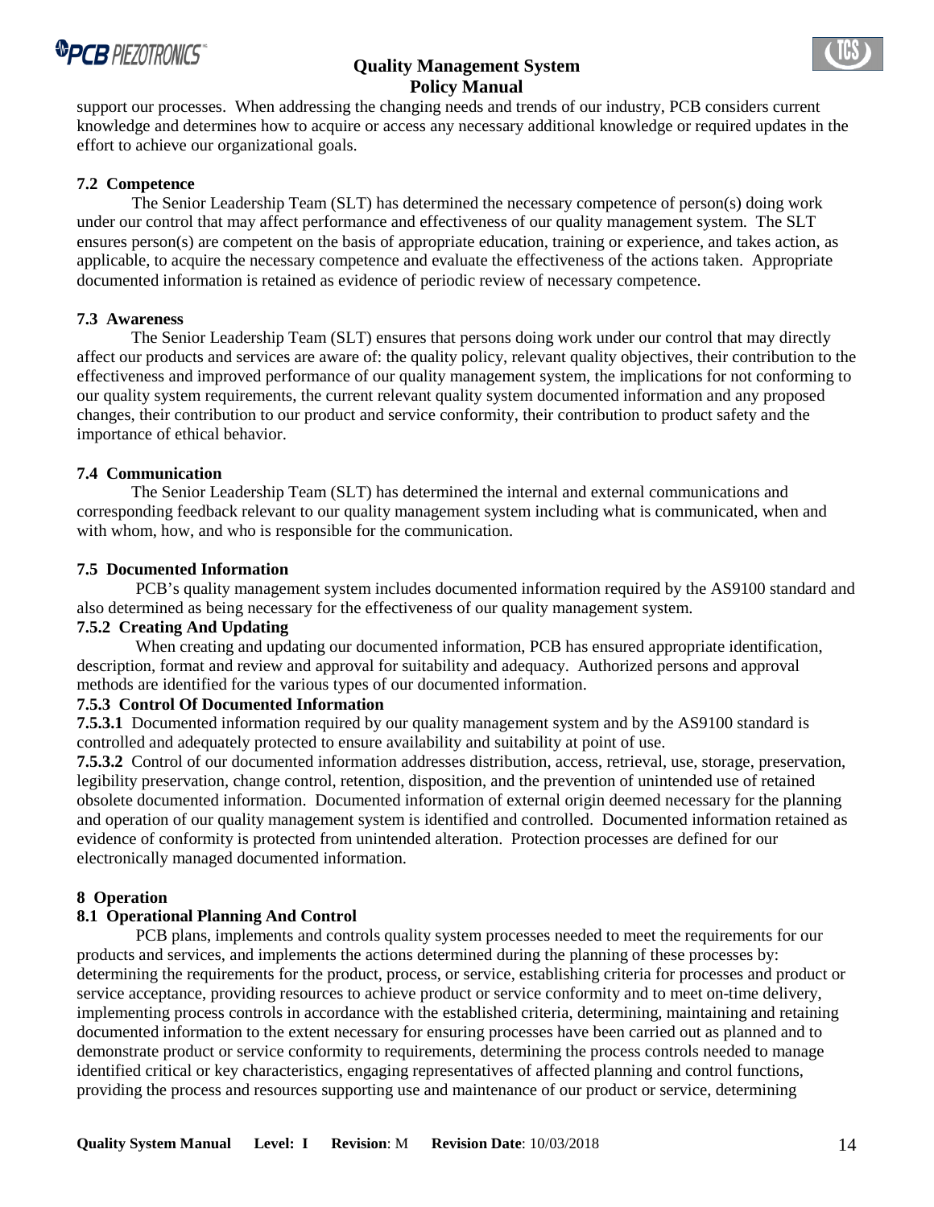support our processes. When addressing the changing needs and trends of our industry, PCB considers current knowledge and determines how to acquire or access any necessary additional knowledge or required updates in the effort to achieve our organizational goals.

### 7.2 Competence

The Senior Leadership Team (SLT) has determined the necessary competence of person(s) doing work under our control that may affect performance and effectiveness of our quality management system. The SLT ensures person(s) are competent on the basis of appropriate education, training or experience, and takes action, as applicable, to acquire the necessary competence and evaluate the effectiveness of the actions taken. Appropriate documented information is retained as evidence of periodic review of necessary competence.

### 7.3 Awareness

The Senior Leadership Team (SLT) ensures that persons doing work under our control that may directly affect our products and services are aware of: the quality policy, relevant quality objectives, their contribution to the effectiveness and improved performance of our quality management system, the implications for not conforming to our quality system requirements, the current relevant quality system documented information and any proposed changes, their contribution to our product and service conformity, their contribution to product safety and the importance of ethical behavior.

### 7.4 Communication

The Senior Leadership Team (SLT) has determined the internal and external communications and corresponding feedback relevant to our quality management system including what is communicated, when and with whom, how, and who is responsible for the communication.

### 7.5 Documented Information

PCB's quality management system includes documented information required by the AS9100 standard and also determined as being necessary for the effectiveness of our quality management system.

#### 7.5.2 Creating And Updating

When creating and updating our documented information, PCB has ensured appropriate identification, description, format and review and approval for suitability and adequacy. Authorized persons and approval methods are identified for the various types of our documented information.

#### 7.5.3 Control Of Documented Information

**7.5.3.1** Documented information required by our quality management system and by the AS9100 standard is controlled and adequately protected to ensure availability and suitability at point of use.

**7.5.3.2** Control of our documented information addresses distribution, access, retrieval, use, storage, preservation, legibility preservation, change control, retention, disposition, and the prevention of unintended use of retained obsolete documented information. Documented information of external origin deemed necessary for the planning and operation of our quality management system is identified and controlled. Documented information retained as evidence of conformity is protected from unintended alteration. Protection processes are defined for our electronically managed documented information.

## 8 Operation

### 8.1 Operational Planning And Control

PCB plans, implements and controls quality system processes needed to meet the requirements for our products and services, and implements the actions determined during the planning of these processes by: determining the requirements for the product, process, or service, establishing criteria for processes and product or service acceptance, providing resources to achieve product or service conformity and to meet on-time delivery, implementing process controls in accordance with the established criteria, determining, maintaining and retaining documented information to the extent necessary for ensuring processes have been carried out as planned and to demonstrate product or service conformity to requirements, determining the process controls needed to manage identified critical or key characteristics, engaging representatives of affected planning and control functions, providing the process and resources supporting use and maintenance of our product or service, determining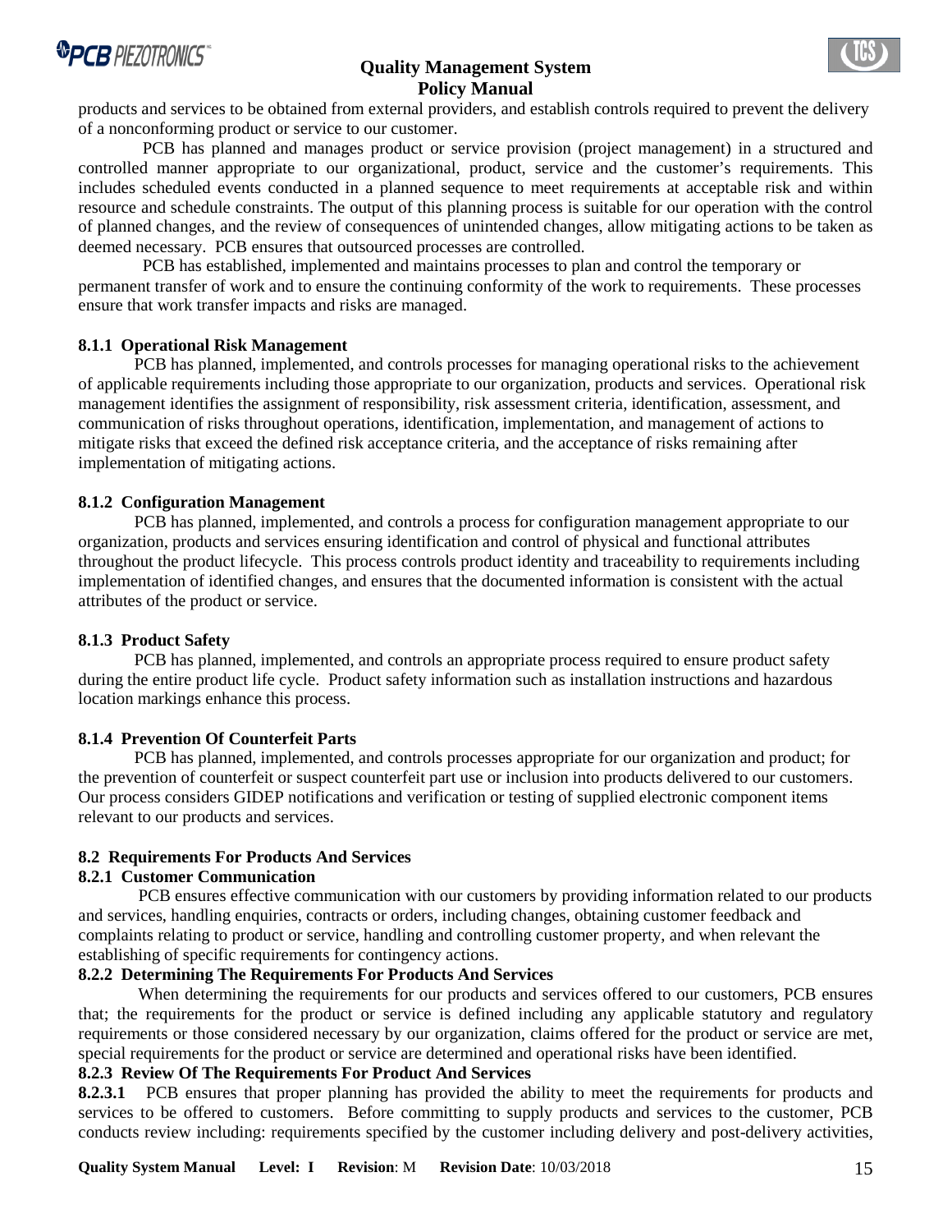products and services to be obtained from external providers, and establish controls required to prevent the delivery of a nonconforming product or service to our customer.

PCB has planned and manages product or service provision (project management) in a structured and controlled manner appropriate to our organizational, product, service and the customer's requirements. This includes scheduled events conducted in a planned sequence to meet requirements at acceptable risk and within resource and schedule constraints. The output of this planning process is suitable for our operation with the control of planned changes, and the review of consequences of unintended changes, allow mitigating actions to be taken as deemed necessary. PCB ensures that outsourced processes are controlled.

PCB has established, implemented and maintains processes to plan and control the temporary or permanent transfer of work and to ensure the continuing conformity of the work to requirements. These processes ensure that work transfer impacts and risks are managed.

### 8.1.1 Operational Risk Management

PCB has planned, implemented, and controls processes for managing operational risks to the achievement of applicable requirements including those appropriate to our organization, products and services. Operational risk management identifies the assignment of responsibility, risk assessment criteria, identification, assessment, and communication of risks throughout operations, identification, implementation, and management of actions to mitigate risks that exceed the defined risk acceptance criteria, and the acceptance of risks remaining after implementation of mitigating actions.

### 8.1.2 Configuration Management

PCB has planned, implemented, and controls a process for configuration management appropriate to our organization, products and services ensuring identification and control of physical and functional attributes throughout the product lifecycle. This process controls product identity and traceability to requirements including implementation of identified changes, and ensures that the documented information is consistent with the actual attributes of the product or service.

### 8.1.3 Product Safety

PCB has planned, implemented, and controls an appropriate process required to ensure product safety during the entire product life cycle. Product safety information such as installation instructions and hazardous location markings enhance this process.

### 8.1.4 Prevention Of Counterfeit Parts

PCB has planned, implemented, and controls processes appropriate for our organization and product; for the prevention of counterfeit or suspect counterfeit part use or inclusion into products delivered to our customers. Our process considers GIDEP notifications and verification or testing of supplied electronic component items relevant to our products and services.

## 8.2 Requirements For Products And Services

### 8.2.1 Customer Communication

PCB ensures effective communication with our customers by providing information related to our products and services, handling enquiries, contracts or orders, including changes, obtaining customer feedback and complaints relating to product or service, handling and controlling customer property, and when relevant the establishing of specific requirements for contingency actions.

### 8.2.2 Determining The Requirements For Products And Services

When determining the requirements for our products and services offered to our customers, PCB ensures that; the requirements for the product or service is defined including any applicable statutory and regulatory requirements or those considered necessary by our organization, claims offered for the product or service are met, special requirements for the product or service are determined and operational risks have been identified.

### 8.2.3 Review Of The Requirements For Product And Services

**8.2.3.1** PCB ensures that proper planning has provided the ability to meet the requirements for products and services to be offered to customers. Before committing to supply products and services to the customer, PCB conducts review including: requirements specified by the customer including delivery and post-delivery activities,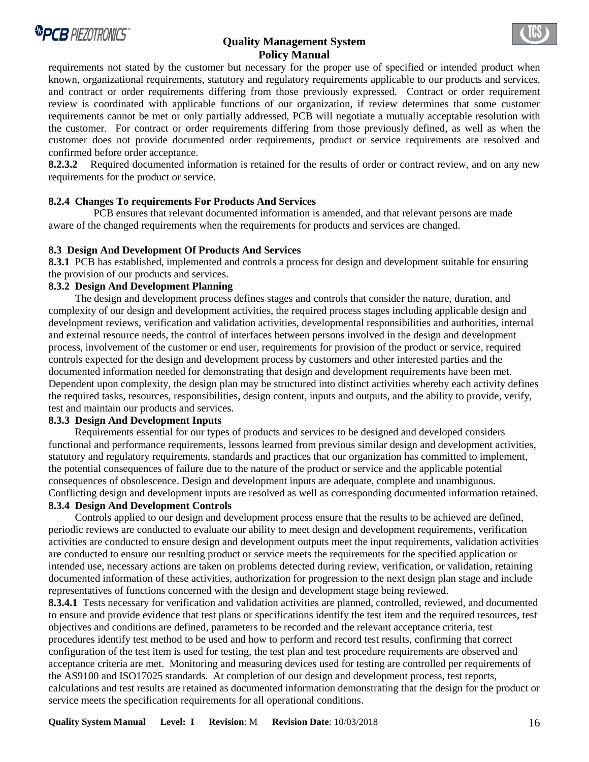requirements not stated by the customer but necessary for the proper use of specified or intended product when known, organizational requirements, statutory and regulatory requirements applicable to our products and services, and contract or order requirements differing from those previously expressed. Contract or order requirement review is coordinated with applicable functions of our organization, if review determines that some customer requirements cannot be met or only partially addressed, PCB will negotiate a mutually acceptable resolution with the customer. For contract or order requirements differing from those previously defined, as well as when the customer does not provide documented order requirements, product or service requirements are resolved and confirmed before order acceptance.

**8.2.3.2** Required documented information is retained for the results of order or contract review, and on any new requirements for the product or service.

### 8.2.4 Changes To requirements For Products And Services

PCB ensures that relevant documented information is amended, and that relevant persons are made aware of the changed requirements when the requirements for products and services are changed.

### 8.3 Design And Development Of Products And Services

**8.3.1** PCB has established, implemented and controls a process for design and development suitable for ensuring the provision of our products and services.

### 8.3.2 Design And Development Planning

The design and development process defines stages and controls that consider the nature, duration, and complexity of our design and development activities, the required process stages including applicable design and development reviews, verification and validation activities, developmental responsibilities and authorities, internal and external resource needs, the control of interfaces between persons involved in the design and development process, involvement of the customer or end user, requirements for provision of the product or service, required controls expected for the design and development process by customers and other interested parties and the documented information needed for demonstrating that design and development requirements have been met. Dependent upon complexity, the design plan may be structured into distinct activities whereby each activity defines the required tasks, resources, responsibilities, design content, inputs and outputs, and the ability to provide, verify, test and maintain our products and services.

### 8.3.3 Design And Development Inputs

Requirements essential for our types of products and services to be designed and developed considers functional and performance requirements, lessons learned from previous similar design and development activities, statutory and regulatory requirements, standards and practices that our organization has committed to implement, the potential consequences of failure due to the nature of the product or service and the applicable potential consequences of obsolescence. Design and development inputs are adequate, complete and unambiguous. Conflicting design and development inputs are resolved as well as corresponding documented information retained.

### 8.3.4 Design And Development Controls

Controls applied to our design and development process ensure that the results to be achieved are defined, periodic reviews are conducted to evaluate our ability to meet design and development requirements, verification activities are conducted to ensure design and development outputs meet the input requirements, validation activities are conducted to ensure our resulting product or service meets the requirements for the specified application or intended use, necessary actions are taken on problems detected during review, verification, or validation, retaining documented information of these activities, authorization for progression to the next design plan stage and include representatives of functions concerned with the design and development stage being reviewed.

**8.3.4.1** Tests necessary for verification and validation activities are planned, controlled, reviewed, and documented to ensure and provide evidence that test plans or specifications identify the test item and the required resources, test objectives and conditions are defined, parameters to be recorded and the relevant acceptance criteria, test procedures identify test method to be used and how to perform and record test results, confirming that correct configuration of the test item is used for testing, the test plan and test procedure requirements are observed and acceptance criteria are met. Monitoring and measuring devices used for testing are controlled per requirements of the AS9100 and ISO17025 standards. At completion of our design and development process, test reports, calculations and test results are retained as documented information demonstrating that the design for the product or service meets the specification requirements for all operational conditions.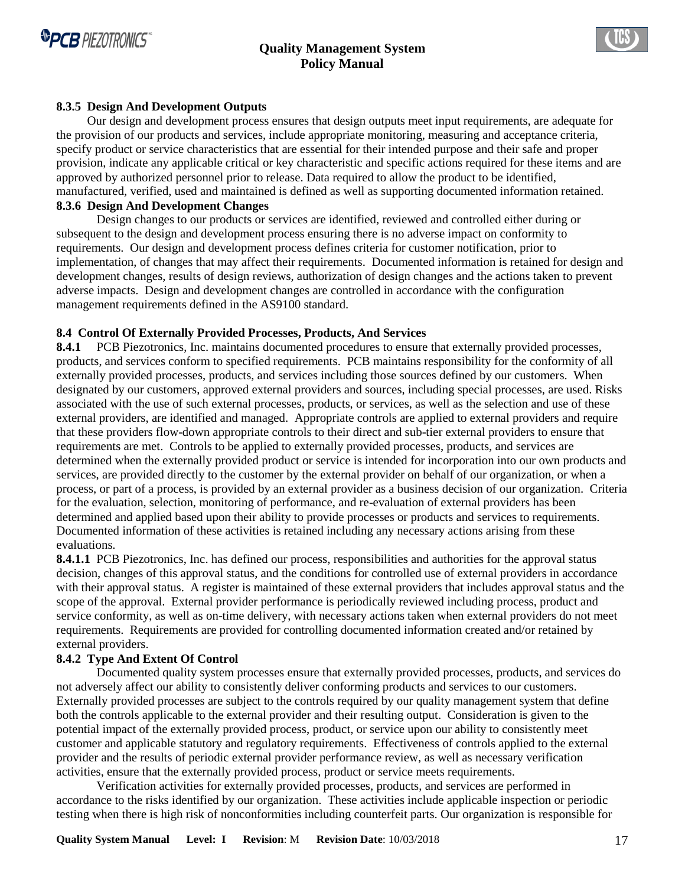#### 8.3.5 Design And Development Outputs

Our design and development process ensures that design outputs meet input requirements, are adequate for the provision of our products and services, include appropriate monitoring, measuring and acceptance criteria, specify product or service characteristics that are essential for their intended purpose and their safe and proper provision, indicate any applicable critical or key characteristic and specific actions required for these items and are approved by authorized personnel prior to release. Data required to allow the product to be identified, manufactured, verified, used and maintained is defined as well as supporting documented information retained.

#### 8.3.6 Design And Development Changes

Design changes to our products or services are identified, reviewed and controlled either during or subsequent to the design and development process ensuring there is no adverse impact on conformity to requirements. Our design and development process defines criteria for customer notification, prior to implementation, of changes that may affect their requirements. Documented information is retained for design and development changes, results of design reviews, authorization of design changes and the actions taken to prevent adverse impacts. Design and development changes are controlled in accordance with the configuration management requirements defined in the AS9100 standard.

### 8.4 Control Of Externally Provided Processes, Products, And Services

**8.4.1** PCB Piezotronics, Inc. maintains documented procedures to ensure that externally provided processes, products, and services conform to specified requirements. PCB maintains responsibility for the conformity of all externally provided processes, products, and services including those sources defined by our customers. When designated by our customers, approved external providers and sources, including special processes, are used. Risks associated with the use of such external processes, products, or services, as well as the selection and use of these external providers, are identified and managed. Appropriate controls are applied to external providers and require that these providers flow-down appropriate controls to their direct and sub-tier external providers to ensure that requirements are met. Controls to be applied to externally provided processes, products, and services are determined when the externally provided product or service is intended for incorporation into our own products and services, are provided directly to the customer by the external provider on behalf of our organization, or when a process, or part of a process, is provided by an external provider as a business decision of our organization. Criteria for the evaluation, selection, monitoring of performance, and re-evaluation of external providers has been determined and applied based upon their ability to provide processes or products and services to requirements. Documented information of these activities is retained including any necessary actions arising from these evaluations.

**8.4.1.1** PCB Piezotronics, Inc. has defined our process, responsibilities and authorities for the approval status decision, changes of this approval status, and the conditions for controlled use of external providers in accordance with their approval status. A register is maintained of these external providers that includes approval status and the scope of the approval. External provider performance is periodically reviewed including process, product and service conformity, as well as on-time delivery, with necessary actions taken when external providers do not meet requirements. Requirements are provided for controlling documented information created and/or retained by external providers.

#### 8.4.2 Type And Extent Of Control

Documented quality system processes ensure that externally provided processes, products, and services do not adversely affect our ability to consistently deliver conforming products and services to our customers. Externally provided processes are subject to the controls required by our quality management system that define both the controls applicable to the external provider and their resulting output. Consideration is given to the potential impact of the externally provided process, product, or service upon our ability to consistently meet customer and applicable statutory and regulatory requirements. Effectiveness of controls applied to the external provider and the results of periodic external provider performance review, as well as necessary verification activities, ensure that the externally provided process, product or service meets requirements.

Verification activities for externally provided processes, products, and services are performed in accordance to the risks identified by our organization. These activities include applicable inspection or periodic testing when there is high risk of nonconformities including counterfeit parts. Our organization is responsible for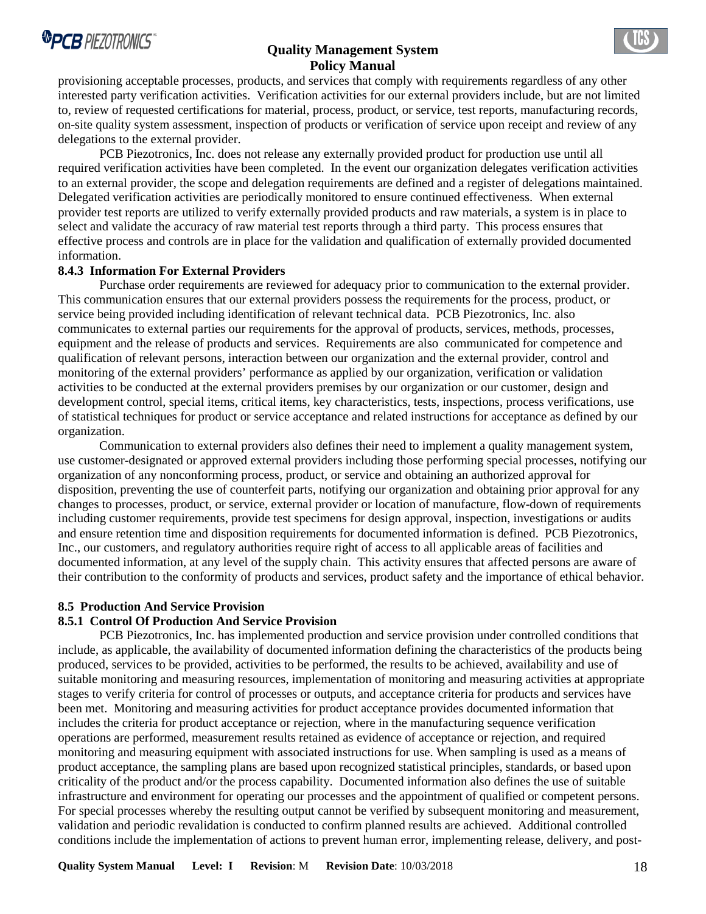provisioning acceptable processes, products, and services that comply with requirements regardless of any other interested party verification activities. Verification activities for our external providers include, but are not limited to, review of requested certifications for material, process, product, or service, test reports, manufacturing records, on-site quality system assessment, inspection of products or verification of service upon receipt and review of any delegations to the external provider.

PCB Piezotronics, Inc. does not release any externally provided product for production use until all required verification activities have been completed. In the event our organization delegates verification activities to an external provider, the scope and delegation requirements are defined and a register of delegations maintained. Delegated verification activities are periodically monitored to ensure continued effectiveness. When external provider test reports are utilized to verify externally provided products and raw materials, a system is in place to select and validate the accuracy of raw material test reports through a third party. This process ensures that effective process and controls are in place for the validation and qualification of externally provided documented information.

### 8.4.3 Information For External Providers

Purchase order requirements are reviewed for adequacy prior to communication to the external provider. This communication ensures that our external providers possess the requirements for the process, product, or service being provided including identification of relevant technical data. PCB Piezotronics, Inc. also communicates to external parties our requirements for the approval of products, services, methods, processes, equipment and the release of products and services. Requirements are also communicated for competence and qualification of relevant persons, interaction between our organization and the external provider, control and monitoring of the external providers' performance as applied by our organization, verification or validation activities to be conducted at the external providers premises by our organization or our customer, design and development control, special items, critical items, key characteristics, tests, inspections, process verifications, use of statistical techniques for product or service acceptance and related instructions for acceptance as defined by our organization.

Communication to external providers also defines their need to implement a quality management system, use customer-designated or approved external providers including those performing special processes, notifying our organization of any nonconforming process, product, or service and obtaining an authorized approval for disposition, preventing the use of counterfeit parts, notifying our organization and obtaining prior approval for any changes to processes, product, or service, external provider or location of manufacture, flow-down of requirements including customer requirements, provide test specimens for design approval, inspection, investigations or audits and ensure retention time and disposition requirements for documented information is defined. PCB Piezotronics, Inc., our customers, and regulatory authorities require right of access to all applicable areas of facilities and documented information, at any level of the supply chain. This activity ensures that affected persons are aware of their contribution to the conformity of products and services, product safety and the importance of ethical behavior.

## 8.5 Production And Service Provision

### 8.5.1 Control Of Production And Service Provision

PCB Piezotronics, Inc. has implemented production and service provision under controlled conditions that include, as applicable, the availability of documented information defining the characteristics of the products being produced, services to be provided, activities to be performed, the results to be achieved, availability and use of suitable monitoring and measuring resources, implementation of monitoring and measuring activities at appropriate stages to verify criteria for control of processes or outputs, and acceptance criteria for products and services have been met. Monitoring and measuring activities for product acceptance provides documented information that includes the criteria for product acceptance or rejection, where in the manufacturing sequence verification operations are performed, measurement results retained as evidence of acceptance or rejection, and required monitoring and measuring equipment with associated instructions for use. When sampling is used as a means of product acceptance, the sampling plans are based upon recognized statistical principles, standards, or based upon criticality of the product and/or the process capability. Documented information also defines the use of suitable infrastructure and environment for operating our processes and the appointment of qualified or competent persons. For special processes whereby the resulting output cannot be verified by subsequent monitoring and measurement, validation and periodic revalidation is conducted to confirm planned results are achieved. Additional controlled conditions include the implementation of actions to prevent human error, implementing release, delivery, and post-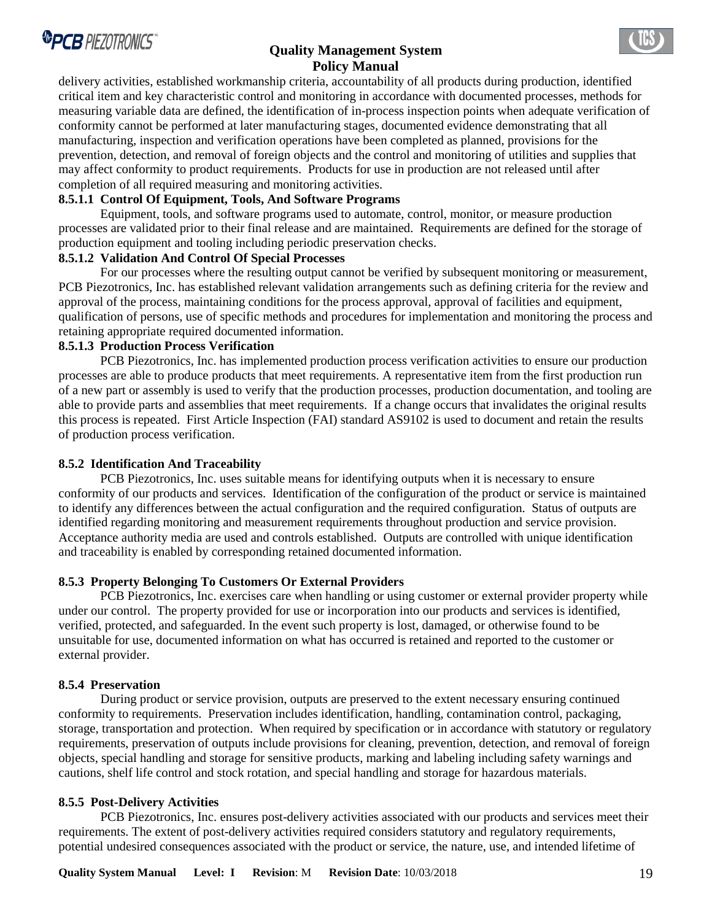delivery activities, established workmanship criteria, accountability of all products during production, identified critical item and key characteristic control and monitoring in accordance with documented processes, methods for measuring variable data are defined, the identification of in-process inspection points when adequate verification of conformity cannot be performed at later manufacturing stages, documented evidence demonstrating that all manufacturing, inspection and verification operations have been completed as planned, provisions for the prevention, detection, and removal of foreign objects and the control and monitoring of utilities and supplies that may affect conformity to product requirements. Products for use in production are not released until after completion of all required measuring and monitoring activities.

#### 8.5.1.1 Control Of Equipment, Tools, And Software Programs

Equipment, tools, and software programs used to automate, control, monitor, or measure production processes are validated prior to their final release and are maintained. Requirements are defined for the storage of production equipment and tooling including periodic preservation checks.

#### 8.5.1.2 Validation And Control Of Special Processes

For our processes where the resulting output cannot be verified by subsequent monitoring or measurement, PCB Piezotronics, Inc. has established relevant validation arrangements such as defining criteria for the review and approval of the process, maintaining conditions for the process approval, approval of facilities and equipment, qualification of persons, use of specific methods and procedures for implementation and monitoring the process and retaining appropriate required documented information.

#### 8.5.1.3 Production Process Verification

PCB Piezotronics, Inc. has implemented production process verification activities to ensure our production processes are able to produce products that meet requirements. A representative item from the first production run of a new part or assembly is used to verify that the production processes, production documentation, and tooling are able to provide parts and assemblies that meet requirements. If a change occurs that invalidates the original results this process is repeated. First Article Inspection (FAI) standard AS9102 is used to document and retain the results of production process verification.

### 8.5.2 Identification And Traceability

PCB Piezotronics, Inc. uses suitable means for identifying outputs when it is necessary to ensure conformity of our products and services. Identification of the configuration of the product or service is maintained to identify any differences between the actual configuration and the required configuration. Status of outputs are identified regarding monitoring and measurement requirements throughout production and service provision. Acceptance authority media are used and controls established. Outputs are controlled with unique identification and traceability is enabled by corresponding retained documented information.

### 8.5.3 Property Belonging To Customers Or External Providers

PCB Piezotronics, Inc. exercises care when handling or using customer or external provider property while under our control. The property provided for use or incorporation into our products and services is identified, verified, protected, and safeguarded. In the event such property is lost, damaged, or otherwise found to be unsuitable for use, documented information on what has occurred is retained and reported to the customer or external provider.

### 8.5.4 Preservation

During product or service provision, outputs are preserved to the extent necessary ensuring continued conformity to requirements. Preservation includes identification, handling, contamination control, packaging, storage, transportation and protection. When required by specification or in accordance with statutory or regulatory requirements, preservation of outputs include provisions for cleaning, prevention, detection, and removal of foreign objects, special handling and storage for sensitive products, marking and labeling including safety warnings and cautions, shelf life control and stock rotation, and special handling and storage for hazardous materials.

### 8.5.5 Post-Delivery Activities

PCB Piezotronics, Inc. ensures post-delivery activities associated with our products and services meet their requirements. The extent of post-delivery activities required considers statutory and regulatory requirements, potential undesired consequences associated with the product or service, the nature, use, and intended lifetime of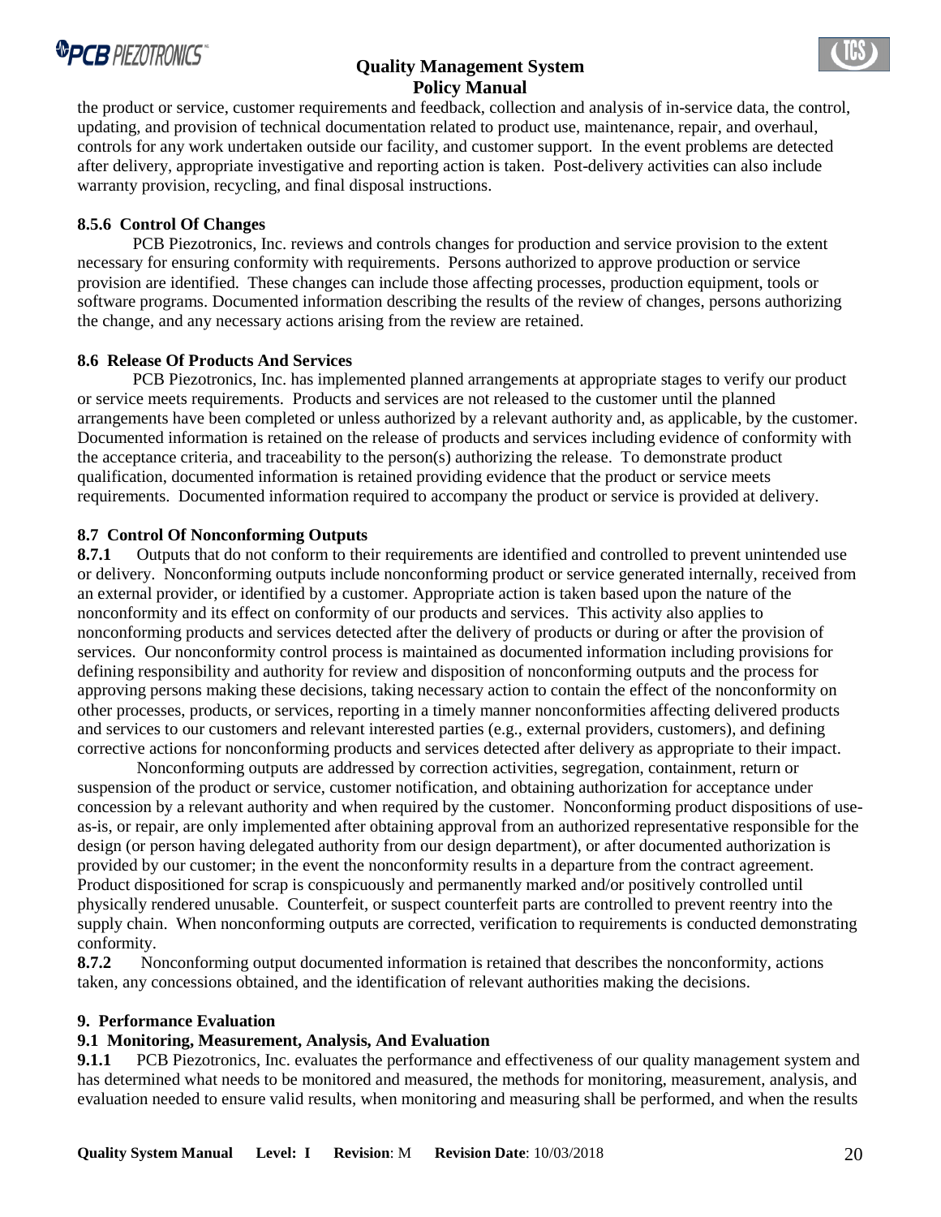the product or service, customer requirements and feedback, collection and analysis of in-service data, the control, updating, and provision of technical documentation related to product use, maintenance, repair, and overhaul, controls for any work undertaken outside our facility, and customer support. In the event problems are detected after delivery, appropriate investigative and reporting action is taken. Post-delivery activities can also include warranty provision, recycling, and final disposal instructions.

#### 8.5.6 Control Of Changes

PCB Piezotronics, Inc. reviews and controls changes for production and service provision to the extent necessary for ensuring conformity with requirements. Persons authorized to approve production or service provision are identified. These changes can include those affecting processes, production equipment, tools or software programs. Documented information describing the results of the review of changes, persons authorizing the change, and any necessary actions arising from the review are retained.

### 8.6 Release Of Products And Services

PCB Piezotronics, Inc. has implemented planned arrangements at appropriate stages to verify our product or service meets requirements. Products and services are not released to the customer until the planned arrangements have been completed or unless authorized by a relevant authority and, as applicable, by the customer. Documented information is retained on the release of products and services including evidence of conformity with the acceptance criteria, and traceability to the person(s) authorizing the release. To demonstrate product qualification, documented information is retained providing evidence that the product or service meets requirements. Documented information required to accompany the product or service is provided at delivery.

### 8.7 Control Of Nonconforming Outputs

**8.7.1** Outputs that do not conform to their requirements are identified and controlled to prevent unintended use or delivery. Nonconforming outputs include nonconforming product or service generated internally, received from an external provider, or identified by a customer. Appropriate action is taken based upon the nature of the nonconformity and its effect on conformity of our products and services. This activity also applies to nonconforming products and services detected after the delivery of products or during or after the provision of services. Our nonconformity control process is maintained as documented information including provisions for defining responsibility and authority for review and disposition of nonconforming outputs and the process for approving persons making these decisions, taking necessary action to contain the effect of the nonconformity on other processes, products, or services, reporting in a timely manner nonconformities affecting delivered products and services to our customers and relevant interested parties (e.g., external providers, customers), and defining corrective actions for nonconforming products and services detected after delivery as appropriate to their impact.

Nonconforming outputs are addressed by correction activities, segregation, containment, return or suspension of the product or service, customer notification, and obtaining authorization for acceptance under concession by a relevant authority and when required by the customer. Nonconforming product dispositions of use-as-is, or repair, are only implemented after obtaining approval from an authorized representative responsible for the design (or person having delegated authority from our design department), or after documented authorization is provided by our customer; in the event the nonconformity results in a departure from the contract agreement. Product dispositioned for scrap is conspicuously and permanently marked and/or positively controlled until physically rendered unusable. Counterfeit, or suspect counterfeit parts are controlled to prevent reentry into the supply chain. When nonconforming outputs are corrected, verification to requirements is conducted demonstrating conformity.

**8.7.2** Nonconforming output documented information is retained that describes the nonconformity, actions taken, any concessions obtained, and the identification of relevant authorities making the decisions.

## 9. Performance Evaluation

### 9.1 Monitoring, Measurement, Analysis, And Evaluation

**9.1.1** PCB Piezotronics, Inc. evaluates the performance and effectiveness of our quality management system and has determined what needs to be monitored and measured, the methods for monitoring, measurement, analysis, and evaluation needed to ensure valid results, when monitoring and measuring shall be performed, and when the results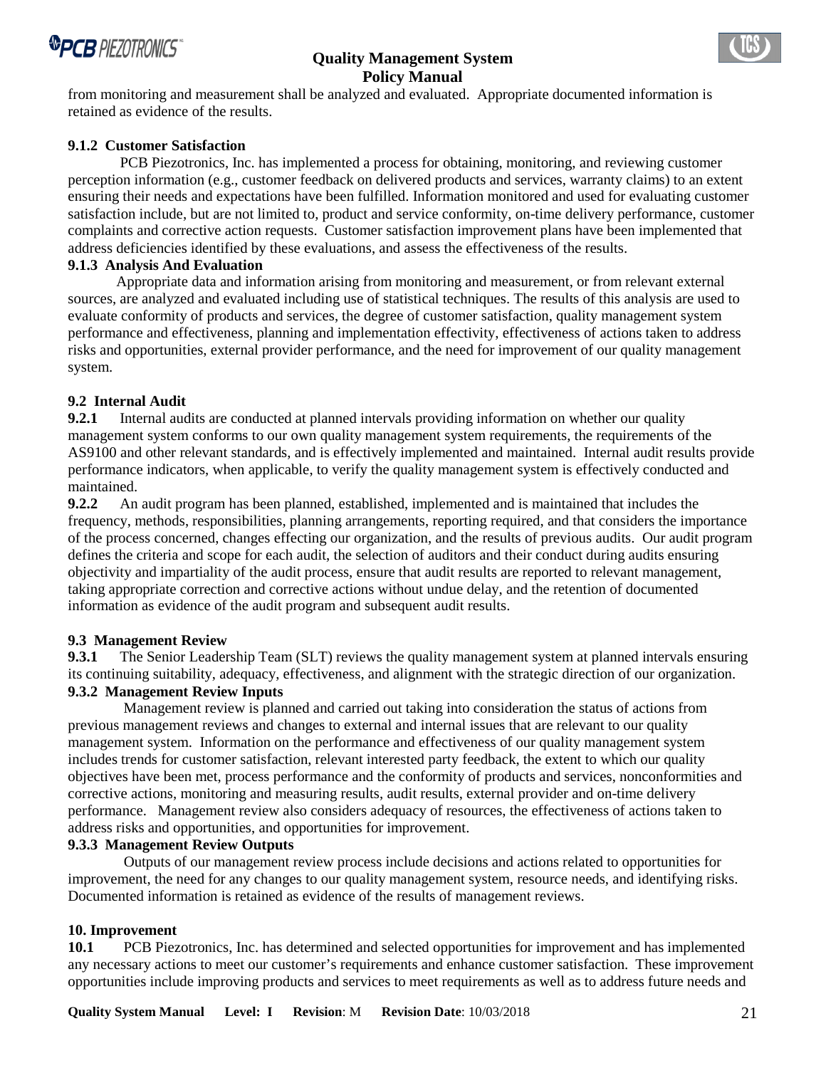from monitoring and measurement shall be analyzed and evaluated. Appropriate documented information is retained as evidence of the results.

**9.1.2 Customer Satisfaction**

PCB Piezotronics, Inc. has implemented a process for obtaining, monitoring, and reviewing customer perception information (e.g., customer feedback on delivered products and services, warranty claims) to an extent ensuring their needs and expectations have been fulfilled. Information monitored and used for evaluating customer satisfaction include, but are not limited to, product and service conformity, on-time delivery performance, customer complaints and corrective action requests. Customer satisfaction improvement plans have been implemented that address deficiencies identified by these evaluations, and assess the effectiveness of the results.

**9.1.3 Analysis And Evaluation**

Appropriate data and information arising from monitoring and measurement, or from relevant external sources, are analyzed and evaluated including use of statistical techniques. The results of this analysis are used to evaluate conformity of products and services, the degree of customer satisfaction, quality management system performance and effectiveness, planning and implementation effectivity, effectiveness of actions taken to address risks and opportunities, external provider performance, and the need for improvement of our quality management system.

**9.2 Internal Audit**

**9.2.1** Internal audits are conducted at planned intervals providing information on whether our quality management system conforms to our own quality management system requirements, the requirements of the AS9100 and other relevant standards, and is effectively implemented and maintained. Internal audit results provide performance indicators, when applicable, to verify the quality management system is effectively conducted and maintained.

**9.2.2** An audit program has been planned, established, implemented and is maintained that includes the frequency, methods, responsibilities, planning arrangements, reporting required, and that considers the importance of the process concerned, changes effecting our organization, and the results of previous audits. Our audit program defines the criteria and scope for each audit, the selection of auditors and their conduct during audits ensuring objectivity and impartiality of the audit process, ensure that audit results are reported to relevant management, taking appropriate correction and corrective actions without undue delay, and the retention of documented information as evidence of the audit program and subsequent audit results.

**9.3 Management Review**

**9.3.1** The Senior Leadership Team (SLT) reviews the quality management system at planned intervals ensuring its continuing suitability, adequacy, effectiveness, and alignment with the strategic direction of our organization.

**9.3.2 Management Review Inputs**

Management review is planned and carried out taking into consideration the status of actions from previous management reviews and changes to external and internal issues that are relevant to our quality management system. Information on the performance and effectiveness of our quality management system includes trends for customer satisfaction, relevant interested party feedback, the extent to which our quality objectives have been met, process performance and the conformity of products and services, nonconformities and corrective actions, monitoring and measuring results, audit results, external provider and on-time delivery performance. Management review also considers adequacy of resources, the effectiveness of actions taken to address risks and opportunities, and opportunities for improvement.

**9.3.3 Management Review Outputs**

Outputs of our management review process include decisions and actions related to opportunities for improvement, the need for any changes to our quality management system, resource needs, and identifying risks. Documented information is retained as evidence of the results of management reviews.

**10. Improvement**

**10.1** PCB Piezotronics, Inc. has determined and selected opportunities for improvement and has implemented any necessary actions to meet our customer's requirements and enhance customer satisfaction. These improvement opportunities include improving products and services to meet requirements as well as to address future needs and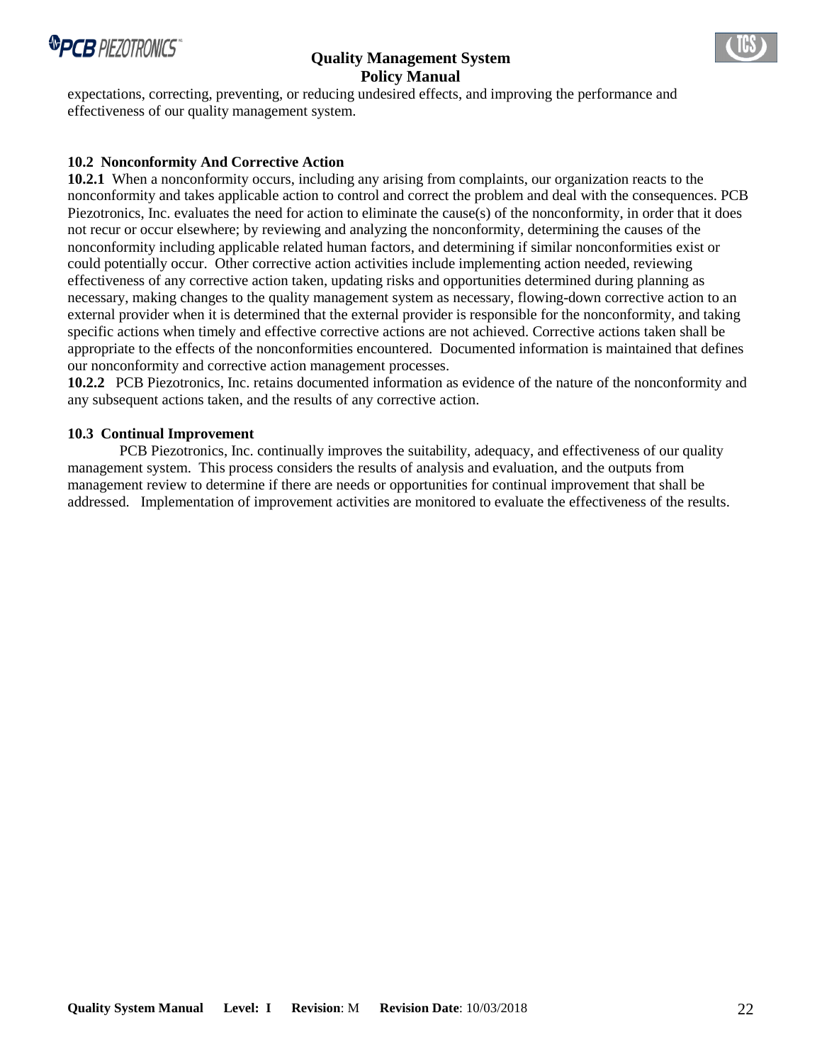expectations, correcting, preventing, or reducing undesired effects, and improving the performance and effectiveness of our quality management system.

### 10.2 Nonconformity And Corrective Action

**10.2.1** When a nonconformity occurs, including any arising from complaints, our organization reacts to the nonconformity and takes applicable action to control and correct the problem and deal with the consequences. PCB Piezotronics, Inc. evaluates the need for action to eliminate the cause(s) of the nonconformity, in order that it does not recur or occur elsewhere; by reviewing and analyzing the nonconformity, determining the causes of the nonconformity including applicable related human factors, and determining if similar nonconformities exist or could potentially occur. Other corrective action activities include implementing action needed, reviewing effectiveness of any corrective action taken, updating risks and opportunities determined during planning as necessary, making changes to the quality management system as necessary, flowing-down corrective action to an external provider when it is determined that the external provider is responsible for the nonconformity, and taking specific actions when timely and effective corrective actions are not achieved. Corrective actions taken shall be appropriate to the effects of the nonconformities encountered. Documented information is maintained that defines our nonconformity and corrective action management processes.

**10.2.2** PCB Piezotronics, Inc. retains documented information as evidence of the nature of the nonconformity and any subsequent actions taken, and the results of any corrective action.

### 10.3 Continual Improvement

PCB Piezotronics, Inc. continually improves the suitability, adequacy, and effectiveness of our quality management system. This process considers the results of analysis and evaluation, and the outputs from management review to determine if there are needs or opportunities for continual improvement that shall be addressed. Implementation of improvement activities are monitored to evaluate the effectiveness of the results.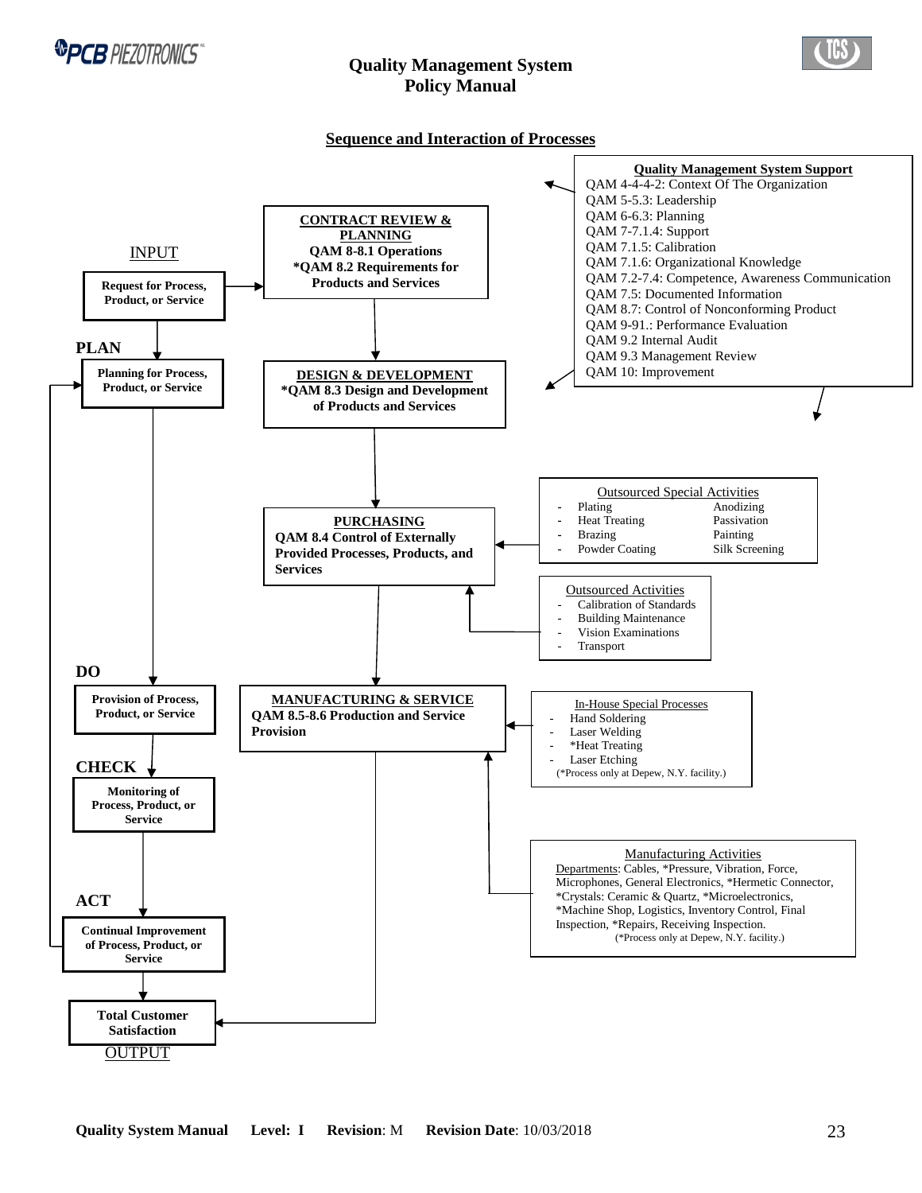## Sequence and Interaction of Processes

**Quality Management System Support**

- QAM 4-4-4-2: Context Of The Organization
- QAM 5-5.3: Leadership
- QAM 6-6.3: Planning
- QAM 7-7.1.4: Support
- QAM 7.1.5: Calibration
- QAM 7.1.6: Organizational Knowledge
- QAM 7.2-7.4: Competence, Awareness Communication
- QAM 7.5: Documented Information
- QAM 8.7: Control of Nonconforming Product
- QAM 9-91.: Performance Evaluation
- QAM 9.2 Internal Audit
- QAM 9.3 Management Review
- QAM 10: Improvement

INPUT

**Request for Process, Product, or Service**

**PLAN**

**Planning for Process, Product, or Service**

**DO**

**Provision of Process, Product, or Service**

**CHECK**

**Monitoring of Process, Product, or Service**

**ACT**

**Continual Improvement of Process, Product, or Service**

**Total Customer Satisfaction**

OUTPUT

**CONTRACT REVIEW & PLANNING**
**QAM 8-8.1 Operations**
***QAM 8.2 Requirements for Products and Services**

**DESIGN & DEVELOPMENT**
***QAM 8.3 Design and Development of Products and Services**

**PURCHASING**
**QAM 8.4 Control of Externally Provided Processes, Products, and Services**

Outsourced Special Activities

- Plating
- Heat Treating
- Brazing
- Powder Coating
- Anodizing
- Passivation
- Painting
- Silk Screening

Outsourced Activities

- Calibration of Standards
- Building Maintenance
- Vision Examinations
- Transport

**MANUFACTURING & SERVICE**
**QAM 8.5-8.6 Production and Service Provision**

In-House Special Processes

- Hand Soldering
- Laser Welding
- *Heat Treating
- Laser Etching

(*Process only at Depew, N.Y. facility.)

Manufacturing Activities

Departments: Cables, *Pressure, Vibration, Force, Microphones, General Electronics, *Hermetic Connector, *Crystals: Ceramic & Quartz, *Microelectronics, *Machine Shop, Logistics, Inventory Control, Final Inspection, *Repairs, Receiving Inspection.

(*Process only at Depew, N.Y. facility.)

**Quality System Manual** **Level: I** **Revision**: M **Revision Date**: 10/03/2018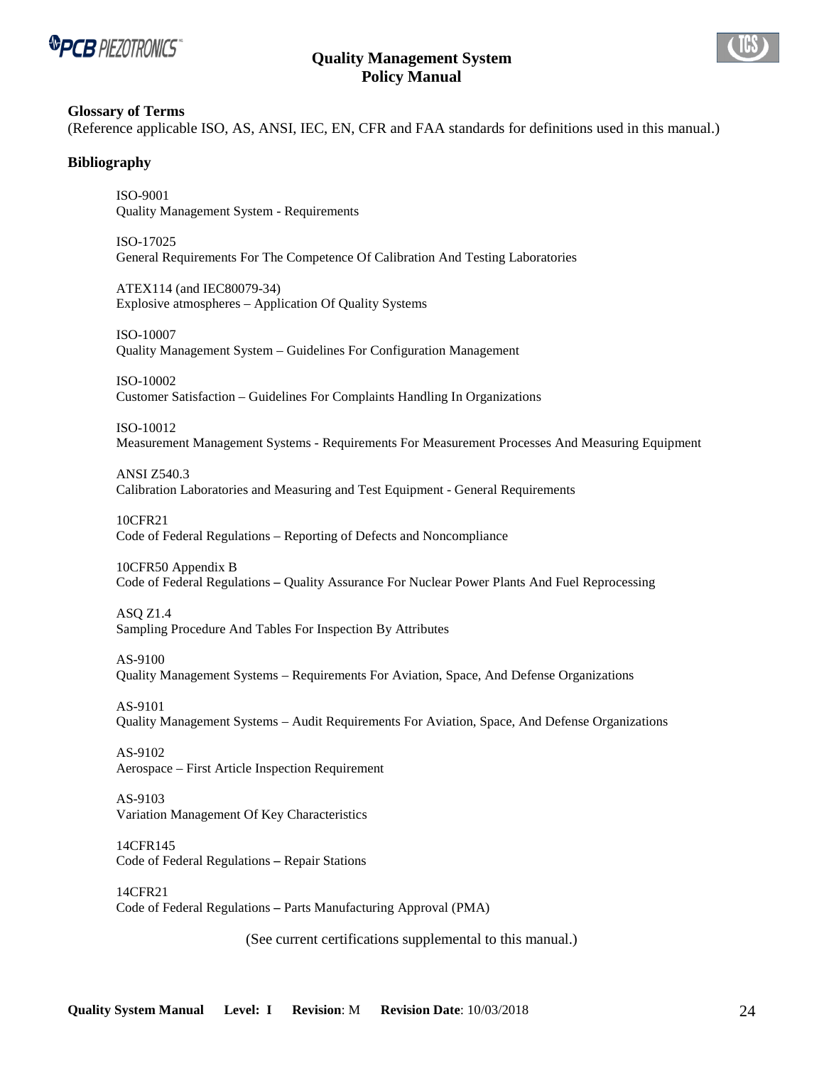**Glossary of Terms**

(Reference applicable ISO, AS, ANSI, IEC, EN, CFR and FAA standards for definitions used in this manual.)

**Bibliography**

ISO-9001
Quality Management System - Requirements

ISO-17025
General Requirements For The Competence Of Calibration And Testing Laboratories

ATEX114 (and IEC80079-34)
Explosive atmospheres – Application Of Quality Systems

ISO-10007
Quality Management System – Guidelines For Configuration Management

ISO-10002
Customer Satisfaction – Guidelines For Complaints Handling In Organizations

ISO-10012
Measurement Management Systems - Requirements For Measurement Processes And Measuring Equipment

ANSI Z540.3
Calibration Laboratories and Measuring and Test Equipment - General Requirements

10CFR21
Code of Federal Regulations – Reporting of Defects and Noncompliance

10CFR50 Appendix B
Code of Federal Regulations – Quality Assurance For Nuclear Power Plants And Fuel Reprocessing

ASQ Z1.4
Sampling Procedure And Tables For Inspection By Attributes

AS-9100
Quality Management Systems – Requirements For Aviation, Space, And Defense Organizations

AS-9101
Quality Management Systems – Audit Requirements For Aviation, Space, And Defense Organizations

AS-9102
Aerospace – First Article Inspection Requirement

AS-9103
Variation Management Of Key Characteristics

14CFR145
Code of Federal Regulations – Repair Stations

14CFR21
Code of Federal Regulations – Parts Manufacturing Approval (PMA)

(See current certifications supplemental to this manual.)